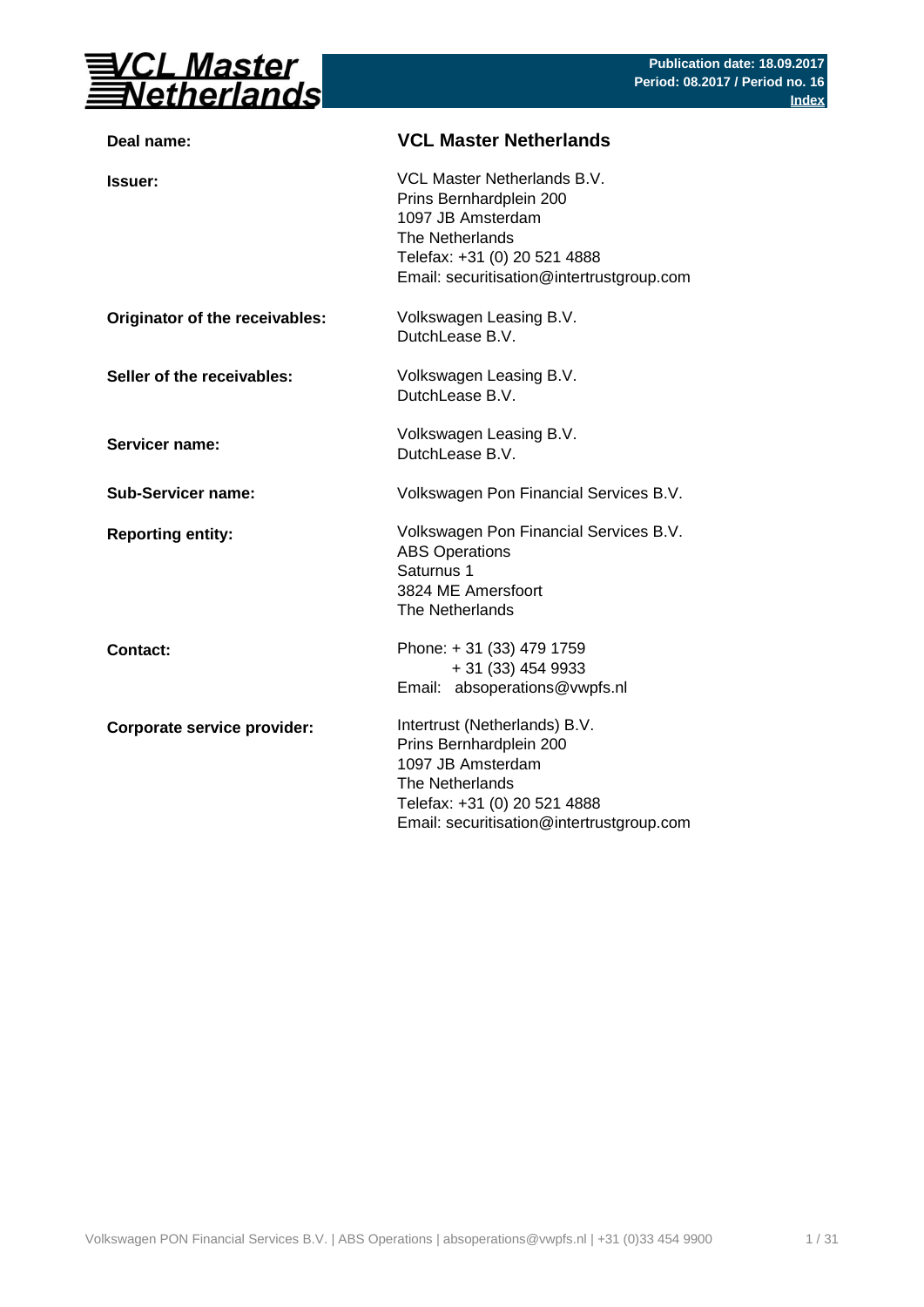# VCL Master Netherlands

**Publication date: 18.09.2017**
**Period: 08.2017 / Period no. 16**
**Index**

| | |
|---|---|
| **Deal name:** | **VCL Master Netherlands** |
| **Issuer:** | VCL Master Netherlands B.V.<br>Prins Bernhardplein 200<br>1097 JB Amsterdam<br>The Netherlands<br>Telefax: +31 (0) 20 521 4888<br>Email: securitisation@intertrustgroup.com |
| **Originator of the receivables:** | Volkswagen Leasing B.V.<br>DutchLease B.V. |
| **Seller of the receivables:** | Volkswagen Leasing B.V.<br>DutchLease B.V. |
| **Servicer name:** | Volkswagen Leasing B.V.<br>DutchLease B.V. |
| **Sub-Servicer name:** | Volkswagen Pon Financial Services B.V. |
| **Reporting entity:** | Volkswagen Pon Financial Services B.V.<br>ABS Operations<br>Saturnus 1<br>3824 ME Amersfoort<br>The Netherlands |
| **Contact:** | Phone: + 31 (33) 479 1759<br>+ 31 (33) 454 9933<br>Email: absoperations@vwpfs.nl |
| **Corporate service provider:** | Intertrust (Netherlands) B.V.<br>Prins Bernhardplein 200<br>1097 JB Amsterdam<br>The Netherlands<br>Telefax: +31 (0) 20 521 4888<br>Email: securitisation@intertrustgroup.com |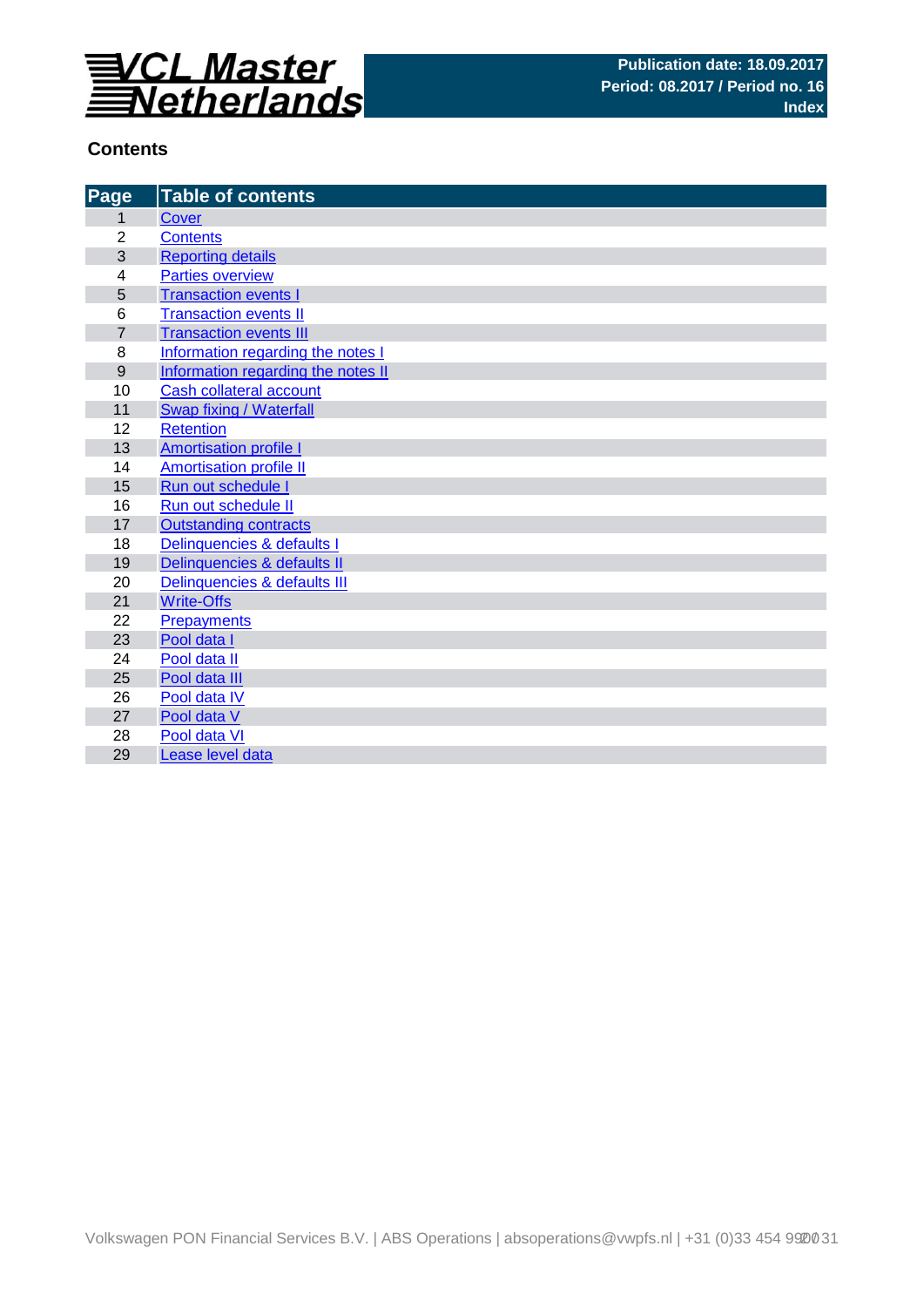**VCL Master Netherlands**

**Publication date: 18.09.2017**
**Period: 08.2017 / Period no. 16**
**Index**

## Contents

| Page | Table of contents |
|---|---|
| 1 | Cover |
| 2 | Contents |
| 3 | Reporting details |
| 4 | Parties overview |
| 5 | Transaction events I |
| 6 | Transaction events II |
| 7 | Transaction events III |
| 8 | Information regarding the notes I |
| 9 | Information regarding the notes II |
| 10 | Cash collateral account |
| 11 | Swap fixing / Waterfall |
| 12 | Retention |
| 13 | Amortisation profile I |
| 14 | Amortisation profile II |
| 15 | Run out schedule I |
| 16 | Run out schedule II |
| 17 | Outstanding contracts |
| 18 | Delinquencies & defaults I |
| 19 | Delinquencies & defaults II |
| 20 | Delinquencies & defaults III |
| 21 | Write-Offs |
| 22 | Prepayments |
| 23 | Pool data I |
| 24 | Pool data II |
| 25 | Pool data III |
| 26 | Pool data IV |
| 27 | Pool data V |
| 28 | Pool data VI |
| 29 | Lease level data |

Volkswagen PON Financial Services B.V. | ABS Operations | absoperations@vwpfs.nl | +31 (0)33 454 9900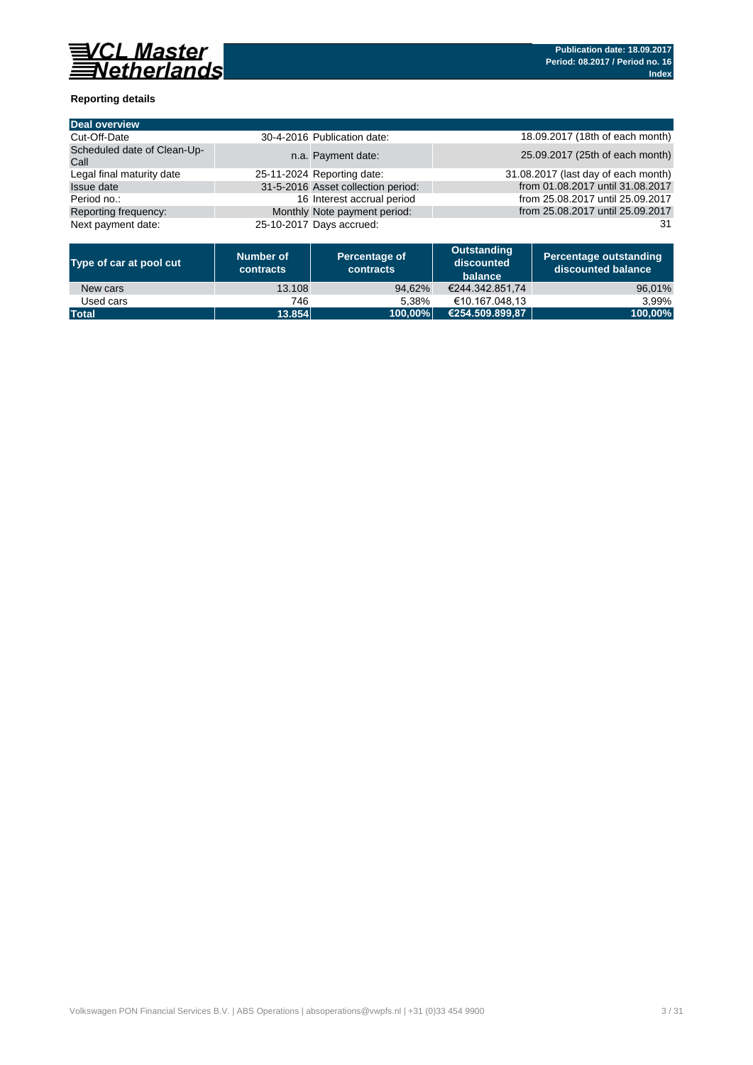**VCL Master Netherlands**

**Publication date: 18.09.2017**
**Period: 08.2017 / Period no. 16**
**Index**

### Reporting details

| Deal overview | | | |
|---|---|---|---|
| Cut-Off-Date | 30-4-2016 | Publication date: | 18.09.2017 (18th of each month) |
| Scheduled date of Clean-Up-Call | n.a. | Payment date: | 25.09.2017 (25th of each month) |
| Legal final maturity date | 25-11-2024 | Reporting date: | 31.08.2017 (last day of each month) |
| Issue date | 31-5-2016 | Asset collection period: | from 01.08.2017 until 31.08.2017 |
| Period no.: | 16 | Interest accrual period | from 25.08.2017 until 25.09.2017 |
| Reporting frequency: | Monthly | Note payment period: | from 25.08.2017 until 25.09.2017 |
| Next payment date: | 25-10-2017 | Days accrued: | 31 |

| Type of car at pool cut | Number of contracts | Percentage of contracts | Outstanding discounted balance | Percentage outstanding discounted balance |
|---|---|---|---|---|
| New cars | 13.108 | 94,62% | €244.342.851,74 | 96,01% |
| Used cars | 746 | 5,38% | €10.167.048,13 | 3,99% |
| **Total** | **13.854** | **100,00%** | **€254.509.899,87** | **100,00%** |

Volkswagen PON Financial Services B.V. | ABS Operations | absoperations@vwpfs.nl | +31 (0)33 454 9900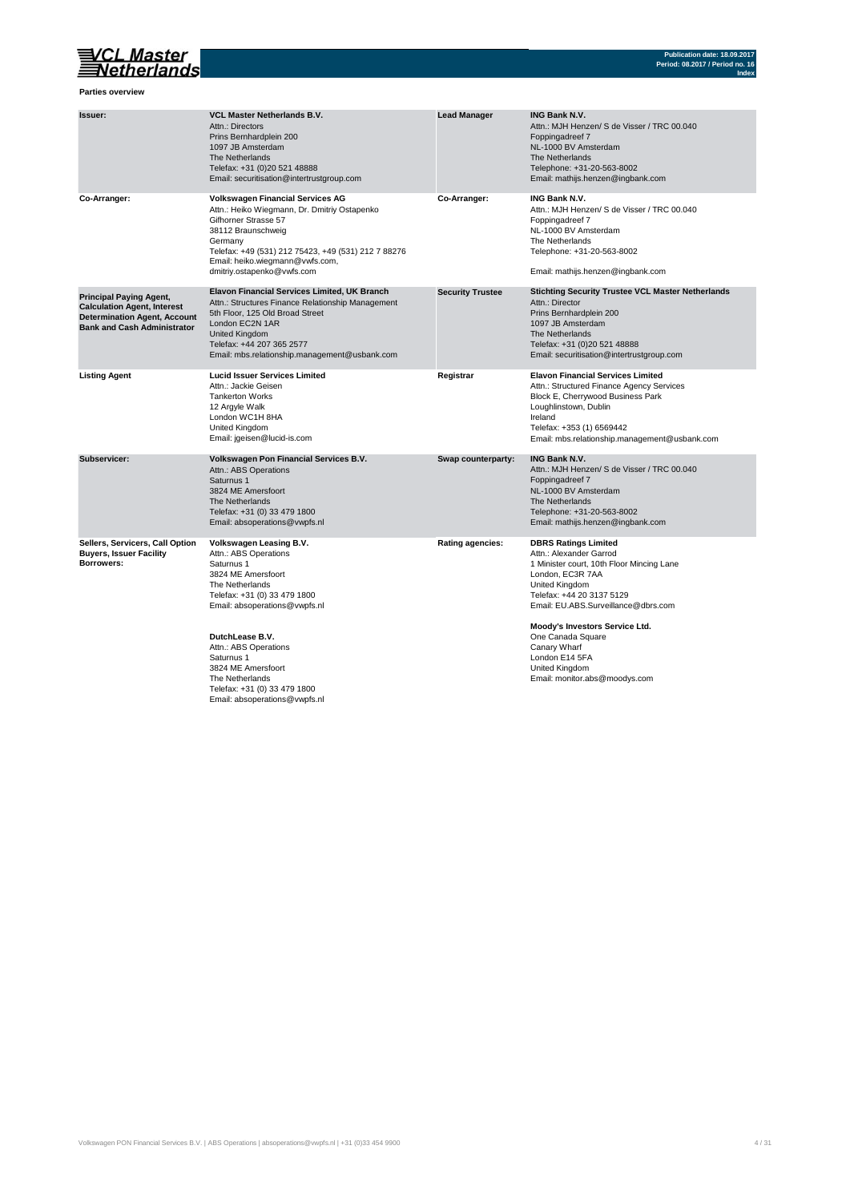## Parties overview

| | | | |
|---|---|---|---|
| **Issuer:** | **VCL Master Netherlands B.V.**<br>Attn.: Directors<br>Prins Bernhardplein 200<br>1097 JB Amsterdam<br>The Netherlands<br>Telefax: +31 (0)20 521 48888<br>Email: securitisation@intertrustgroup.com | **Lead Manager** | **ING Bank N.V.**<br>Attn.: MJH Henzen/ S de Visser / TRC 00.040<br>Foppingadreef 7<br>NL-1000 BV Amsterdam<br>The Netherlands<br>Telephone: +31-20-563-8002<br>Email: mathijs.henzen@ingbank.com |
| **Co-Arranger:** | **Volkswagen Financial Services AG**<br>Attn.: Heiko Wiegmann, Dr. Dmitriy Ostapenko<br>Gifhorner Strasse 57<br>38112 Braunschweig<br>Germany<br>Telefax: +49 (531) 212 75423, +49 (531) 212 7 88276<br>Email: heiko.wiegmann@vwfs.com,<br>dmitriy.ostapenko@vwfs.com | **Co-Arranger:** | **ING Bank N.V.**<br>Attn.: MJH Henzen/ S de Visser / TRC 00.040<br>Foppingadreef 7<br>NL-1000 BV Amsterdam<br>The Netherlands<br>Telephone: +31-20-563-8002<br>Email: mathijs.henzen@ingbank.com |
| **Principal Paying Agent, Calculation Agent, Interest Determination Agent, Account Bank and Cash Administrator** | **Elavon Financial Services Limited, UK Branch**<br>Attn.: Structures Finance Relationship Management<br>5th Floor, 125 Old Broad Street<br>London EC2N 1AR<br>United Kingdom<br>Telefax: +44 207 365 2577<br>Email: mbs.relationship.management@usbank.com | **Security Trustee** | **Stichting Security Trustee VCL Master Netherlands**<br>Attn.: Director<br>Prins Bernhardplein 200<br>1097 JB Amsterdam<br>The Netherlands<br>Telefax: +31 (0)20 521 48888<br>Email: securitisation@intertrustgroup.com |
| **Listing Agent** | **Lucid Issuer Services Limited**<br>Attn.: Jackie Geisen<br>Tankerton Works<br>12 Argyle Walk<br>London WC1H 8HA<br>United Kingdom<br>Email: jgeisen@lucid-is.com | **Registrar** | **Elavon Financial Services Limited**<br>Attn.: Structured Finance Agency Services<br>Block E, Cherrywood Business Park<br>Loughlinstown, Dublin<br>Ireland<br>Telefax: +353 (1) 6569442<br>Email: mbs.relationship.management@usbank.com |
| **Subservicer:** | **Volkswagen Pon Financial Services B.V.**<br>Attn.: ABS Operations<br>Saturnus 1<br>3824 ME Amersfoort<br>The Netherlands<br>Telefax: +31 (0) 33 479 1800<br>Email: absoperations@vwpfs.nl | **Swap counterparty:** | **ING Bank N.V.**<br>Attn.: MJH Henzen/ S de Visser / TRC 00.040<br>Foppingadreef 7<br>NL-1000 BV Amsterdam<br>The Netherlands<br>Telephone: +31-20-563-8002<br>Email: mathijs.henzen@ingbank.com |
| **Sellers, Servicers, Call Option Buyers, Issuer Facility Borrowers:** | **Volkswagen Leasing B.V.**<br>Attn.: ABS Operations<br>Saturnus 1<br>3824 ME Amersfoort<br>The Netherlands<br>Telefax: +31 (0) 33 479 1800<br>Email: absoperations@vwpfs.nl<br><br>**DutchLease B.V.**<br>Attn.: ABS Operations<br>Saturnus 1<br>3824 ME Amersfoort<br>The Netherlands<br>Telefax: +31 (0) 33 479 1800<br>Email: absoperations@vwpfs.nl | **Rating agencies:** | **DBRS Ratings Limited**<br>Attn.: Alexander Garrod<br>1 Minister court, 10th Floor Mincing Lane<br>London, EC3R 7AA<br>United Kingdom<br>Telefax: +44 20 3137 5129<br>Email: EU.ABS.Surveillance@dbrs.com<br><br>**Moody's Investors Service Ltd.**<br>One Canada Square<br>Canary Wharf<br>London E14 5FA<br>United Kingdom<br>Email: monitor.abs@moodys.com |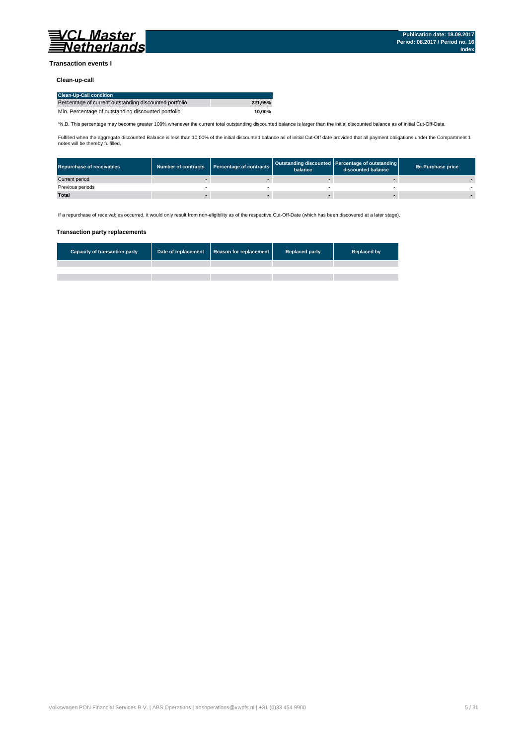## Transaction events I

### Clean-up-call

| Clean-Up-Call condition | |
|---|---|
| Percentage of current outstanding discounted portfolio | 221,95% |
| Min. Percentage of outstanding discounted portfolio | **10,00%** |

*N.B. This percentage may become greater 100% whenever the current total outstanding discounted balance is larger than the initial discounted balance as of initial Cut-Off-Date.

Fulfilled when the aggregate discounted Balance is less than 10,00% of the initial discounted balance as of initial Cut-Off date provided that all payment obligations under the Compartment 1 notes will be thereby fulfilled.

| Repurchase of receivables | Number of contracts | Percentage of contracts | Outstanding discounted balance | Percentage of outstanding discounted balance | Re-Purchase price |
|---|---|---|---|---|---|
| Current period | - | - | - | - | - |
| Previous periods | - | - | - | - | - |
| **Total** | **-** | **-** | **-** | **-** | **-** |

If a repurchase of receivables occurred, it would only result from non-eligibility as of the respective Cut-Off-Date (which has been discovered at a later stage).

### Transaction party replacements

| Capacity of transaction party | Date of replacement | Reason for replacement | Replaced party | Replaced by |
|---|---|---|---|---|
| | | | | |
| | | | | |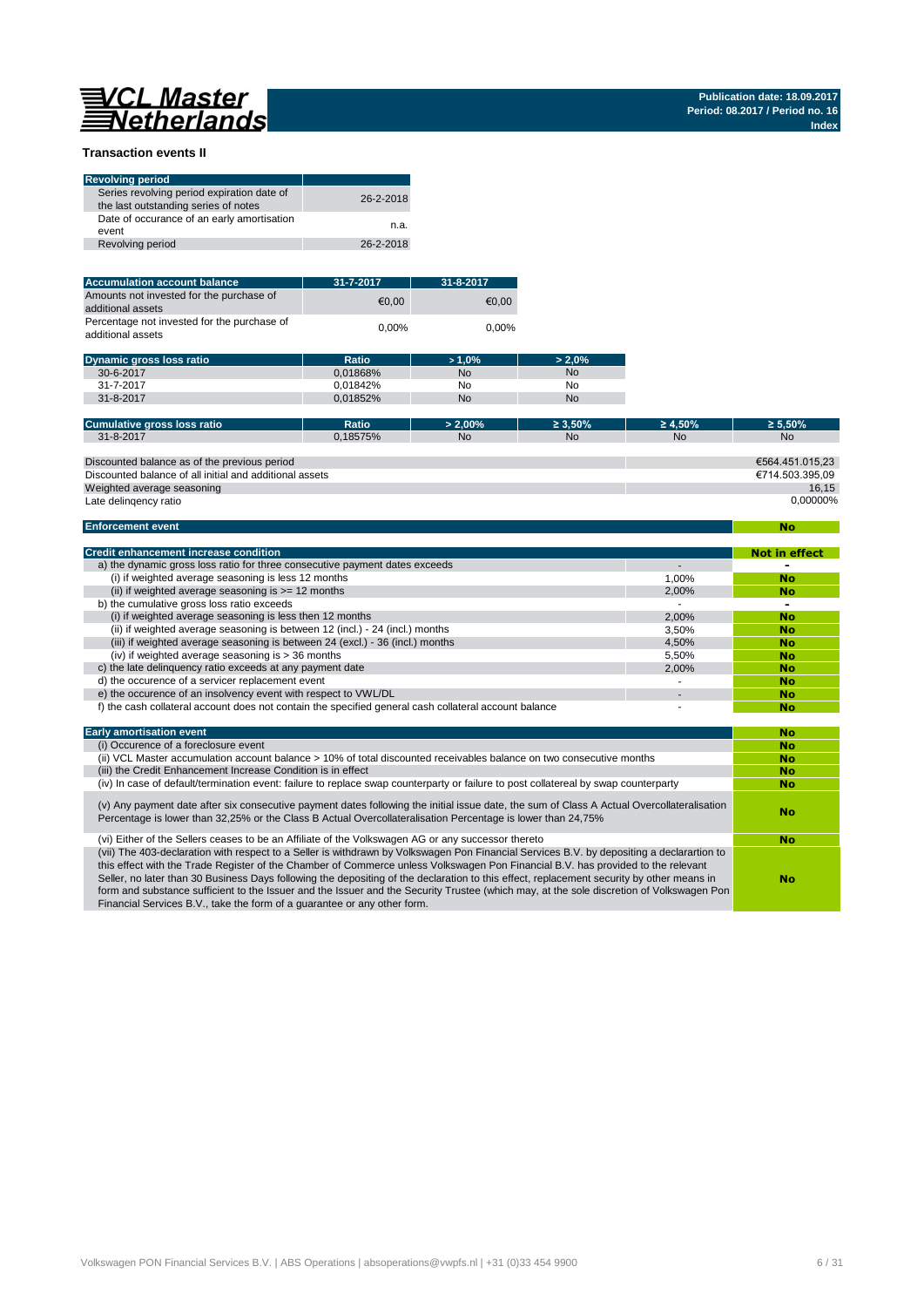VCL Master Netherlands

Publication date: 18.09.2017
Period: 08.2017 / Period no. 16
Index

## Transaction events II

| Revolving period | |
|---|---|
| Series revolving period expiration date of the last outstanding series of notes | 26-2-2018 |
| Date of occurance of an early amortisation event | n.a. |
| Revolving period | 26-2-2018 |

| Accumulation account balance | 31-7-2017 | 31-8-2017 |
|---|---|---|
| Amounts not invested for the purchase of additional assets | €0,00 | €0,00 |
| Percentage not invested for the purchase of additional assets | 0,00% | 0,00% |

| Dynamic gross loss ratio | Ratio | > 1,0% | > 2,0% |
|---|---|---|---|
| 30-6-2017 | 0,01868% | No | No |
| 31-7-2017 | 0,01842% | No | No |
| 31-8-2017 | 0,01852% | No | No |

| Cumulative gross loss ratio | Ratio | > 2,00% | ≥ 3,50% | ≥ 4,50% | ≥ 5,50% |
|---|---|---|---|---|---|
| 31-8-2017 | 0,18575% | No | No | No | No |

| | |
|---|---|
| Discounted balance as of the previous period | €564.451.015,23 |
| Discounted balance of all initial and additional assets | €714.503.395,09 |
| Weighted average seasoning | 16,15 |
| Late delinqency ratio | 0,00000% |

| Enforcement event | No |
|---|---|

| Credit enhancement increase condition | | Not in effect |
|---|---|---|
| a) the dynamic gross loss ratio for three consecutive payment dates exceeds | - | - |
| (i) if weighted average seasoning is less 12 months | 1,00% | No |
| (ii) if weighted average seasoning is >= 12 months | 2,00% | No |
| b) the cumulative gross loss ratio exceeds | - | - |
| (i) if weighted average seasoning is less then 12 months | 2,00% | No |
| (ii) if weighted average seasoning is between 12 (incl.) - 24 (incl.) months | 3,50% | No |
| (iii) if weighted average seasoning is between 24 (excl.) - 36 (incl.) months | 4,50% | No |
| (iv) if weighted average seasoning is > 36 months | 5,50% | No |
| c) the late delinquency ratio exceeds at any payment date | 2,00% | No |
| d) the occurence of a servicer replacement event | - | No |
| e) the occurence of an insolvency event with respect to VWL/DL | - | No |
| f) the cash collateral account does not contain the specified general cash collateral account balance | - | No |

| Early amortisation event | No |
|---|---|
| (i) Occurence of a foreclosure event | No |
| (ii) VCL Master accumulation account balance > 10% of total discounted receivables balance on two consecutive months | No |
| (iii) the Credit Enhancement Increase Condition is in effect | No |
| (iv) In case of default/termination event: failure to replace swap counterparty or failure to post collatereal by swap counterparty | No |
| (v) Any payment date after six consecutive payment dates following the initial issue date, the sum of Class A Actual Overcollateralisation Percentage is lower than 32,25% or the Class B Actual Overcollateralisation Percentage is lower than 24,75% | No |
| (vi) Either of the Sellers ceases to be an Affiliate of the Volkswagen AG or any successor thereto | No |
| (vii) The 403-declaration with respect to a Seller is withdrawn by Volkswagen Pon Financial Services B.V. by depositing a declarartion to this effect with the Trade Register of the Chamber of Commerce unless Volkswagen Pon Financial B.V. has provided to the relevant Seller, no later than 30 Business Days following the depositing of the declaration to this effect, replacement security by other means in form and substance sufficient to the Issuer and the Issuer and the Security Trustee (which may, at the sole discretion of Volkswagen Pon Financial Services B.V., take the form of a guarantee or any other form. | No |

Volkswagen PON Financial Services B.V. | ABS Operations | absoperations@vwpfs.nl | +31 (0)33 454 9900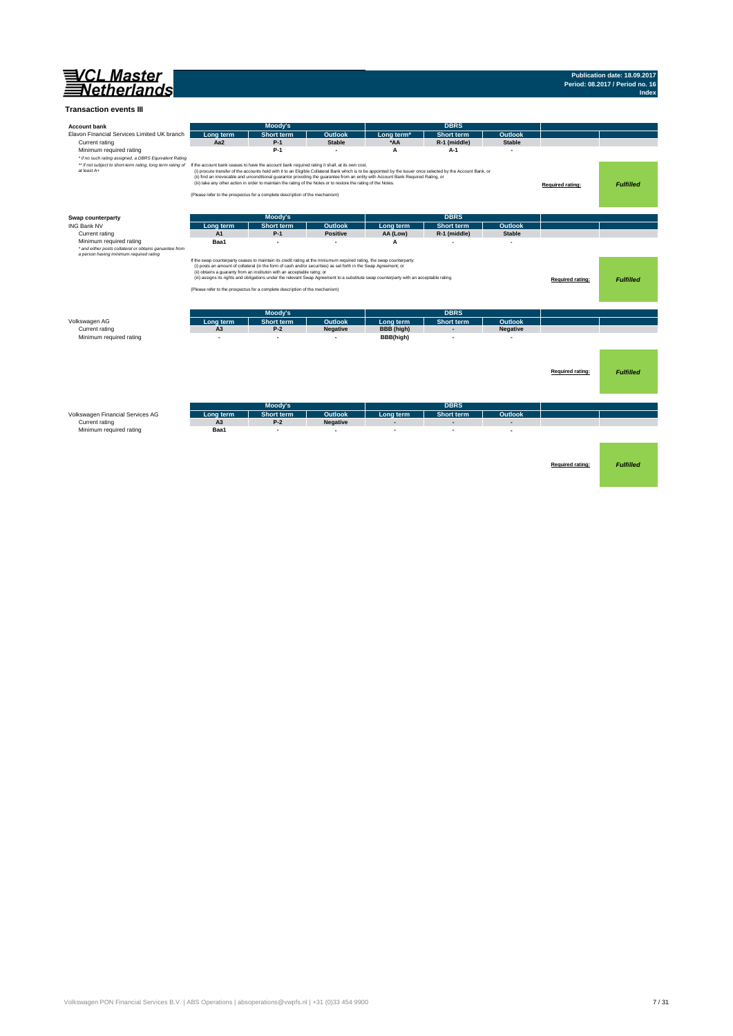**VCL Master Netherlands**

**Publication date: 18.09.2017**
**Period: 08.2017 / Period no. 16**
**Index**

## Transaction events III

| Account bank | Moody's | | | DBRS | | | | |
|---|---|---|---|---|---|---|---|---|
| Elavon Financial Services Limited UK branch | Long term | Short term | Outlook | Long term* | Short term | Outlook | | |
| Current rating | Aa2 | P-1 | Stable | *AA | R-1 (middle) | Stable | | |
| Minimum required rating | | P-1 | - | A | A-1 | - | | |

*\* if no such rating assigned, a DBRS Equivalent Rating*

*\*\* if not subject to short-term rating, long term rating of at least A+*

If the account bank ceases to have the account bank required rating it shall, at its own cost,
(i) procure transfer of the accounts held with it to an Eligible Collateral Bank which is to be appointed by the Issuer once selected by the Account Bank, or
(ii) find an irrevocable and unconditional guarantor providing the guarantee from an entity with Account Bank Required Rating, or
(iii) take any other action in order to maintain the rating of the Notes or to restore the rating of the Notes.

(Please refer to the prospectus for a complete description of the mechanism)

**Required rating:** *Fulfilled*

| Swap counterparty | Moody's | | | DBRS | | | | |
|---|---|---|---|---|---|---|---|---|
| ING Bank NV | Long term | Short term | Outlook | Long term | Short term | Outlook | | |
| Current rating | A1 | P-1 | Positive | AA (Low) | R-1 (middle) | Stable | | |
| Minimum required rating | Baa1 | - | - | A | - | - | | |

*\* and either posts collateral or obtains garuantee from a person having minimum required rating*

If the swap counterparty ceases to maintain its credit rating at the miniumum required rating, the swap counterparty:
(i) posts an amount of collateral (in the form of cash and/or securities) as set forth in the Swap Agreement; or
(ii) obtains a guaranty from an instituton with an acceptable rating; or
(iii) assigns its rights and obligations under the relevant Swap Agreement to a substitute swap counterparty with an acceptable rating.

(Please refer to the prospectus for a complete description of the mechanism)

**Required rating:** *Fulfilled*

| | Moody's | | | DBRS | | | | |
|---|---|---|---|---|---|---|---|---|
| Volkswagen AG | Long term | Short term | Outlook | Long term | Short term | Outlook | | |
| Current rating | A3 | P-2 | Negative | BBB (high) | - | Negative | | |
| Minimum required rating | - | - | - | BBB(high) | - | - | | |

**Required rating:** *Fulfilled*

| | Moody's | | | DBRS | | | | |
|---|---|---|---|---|---|---|---|---|
| Volkswagen Financial Services AG | Long term | Short term | Outlook | Long term | Short term | Outlook | | |
| Current rating | A3 | P-2 | Negative | - | - | - | | |
| Minimum required rating | Baa1 | - | - | - | - | - | | |

**Required rating:** *Fulfilled*

Volkswagen PON Financial Services B.V. | ABS Operations | absoperations@vwpfs.nl | +31 (0)33 454 9900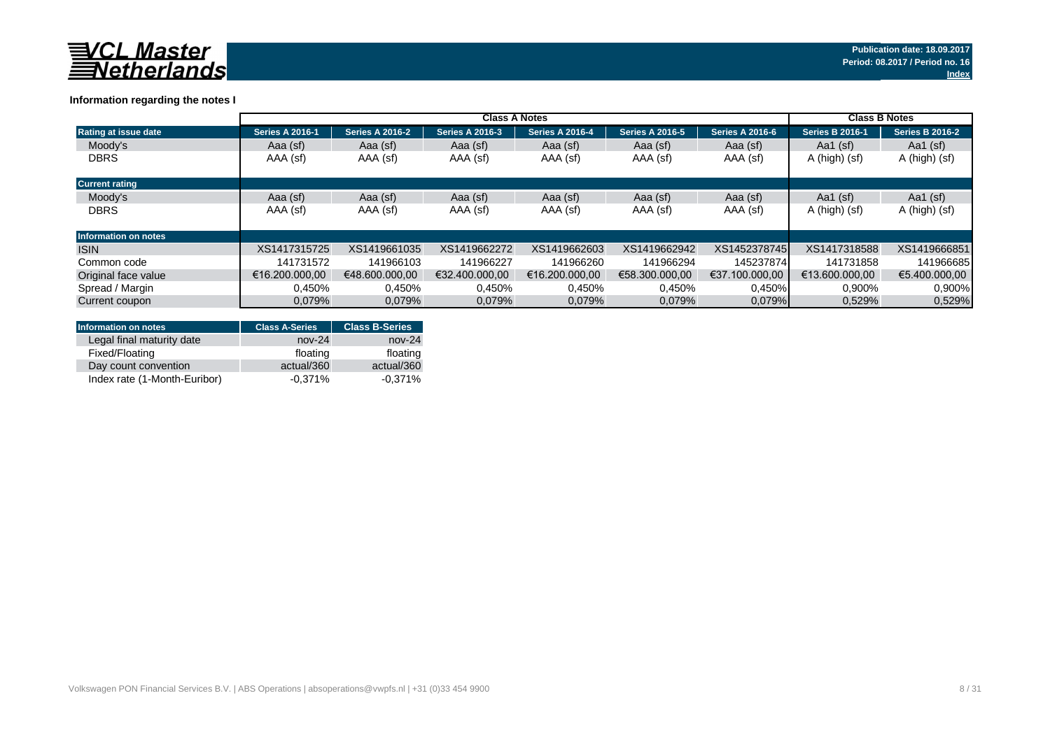VCL Master Netherlands

Publication date: 18.09.2017
Period: 08.2017 / Period no. 16
Index

### Information regarding the notes I

| | Class A Notes | | | | | | Class B Notes | |
|---|---|---|---|---|---|---|---|---|
| **Rating at issue date** | **Series A 2016-1** | **Series A 2016-2** | **Series A 2016-3** | **Series A 2016-4** | **Series A 2016-5** | **Series A 2016-6** | **Series B 2016-1** | **Series B 2016-2** |
| Moody's | Aaa (sf) | Aaa (sf) | Aaa (sf) | Aaa (sf) | Aaa (sf) | Aaa (sf) | Aa1 (sf) | Aa1 (sf) |
| DBRS | AAA (sf) | AAA (sf) | AAA (sf) | AAA (sf) | AAA (sf) | AAA (sf) | A (high) (sf) | A (high) (sf) |
| **Current rating** | | | | | | | | |
| Moody's | Aaa (sf) | Aaa (sf) | Aaa (sf) | Aaa (sf) | Aaa (sf) | Aaa (sf) | Aa1 (sf) | Aa1 (sf) |
| DBRS | AAA (sf) | AAA (sf) | AAA (sf) | AAA (sf) | AAA (sf) | AAA (sf) | A (high) (sf) | A (high) (sf) |
| **Information on notes** | | | | | | | | |
| ISIN | XS1417315725 | XS1419661035 | XS1419662272 | XS1419662603 | XS1419662942 | XS1452378745 | XS1417318588 | XS1419666851 |
| Common code | 141731572 | 141966103 | 141966227 | 141966260 | 141966294 | 145237874 | 141731858 | 141966685 |
| Original face value | €16.200.000,00 | €48.600.000,00 | €32.400.000,00 | €16.200.000,00 | €58.300.000,00 | €37.100.000,00 | €13.600.000,00 | €5.400.000,00 |
| Spread / Margin | 0,450% | 0,450% | 0,450% | 0,450% | 0,450% | 0,450% | 0,900% | 0,900% |
| Current coupon | 0,079% | 0,079% | 0,079% | 0,079% | 0,079% | 0,079% | 0,529% | 0,529% |

| Information on notes | Class A-Series | Class B-Series |
|---|---|---|
| Legal final maturity date | nov-24 | nov-24 |
| Fixed/Floating | floating | floating |
| Day count convention | actual/360 | actual/360 |
| Index rate (1-Month-Euribor) | -0,371% | -0,371% |

Volkswagen PON Financial Services B.V. | ABS Operations | absoperations@vwpfs.nl | +31 (0)33 454 9900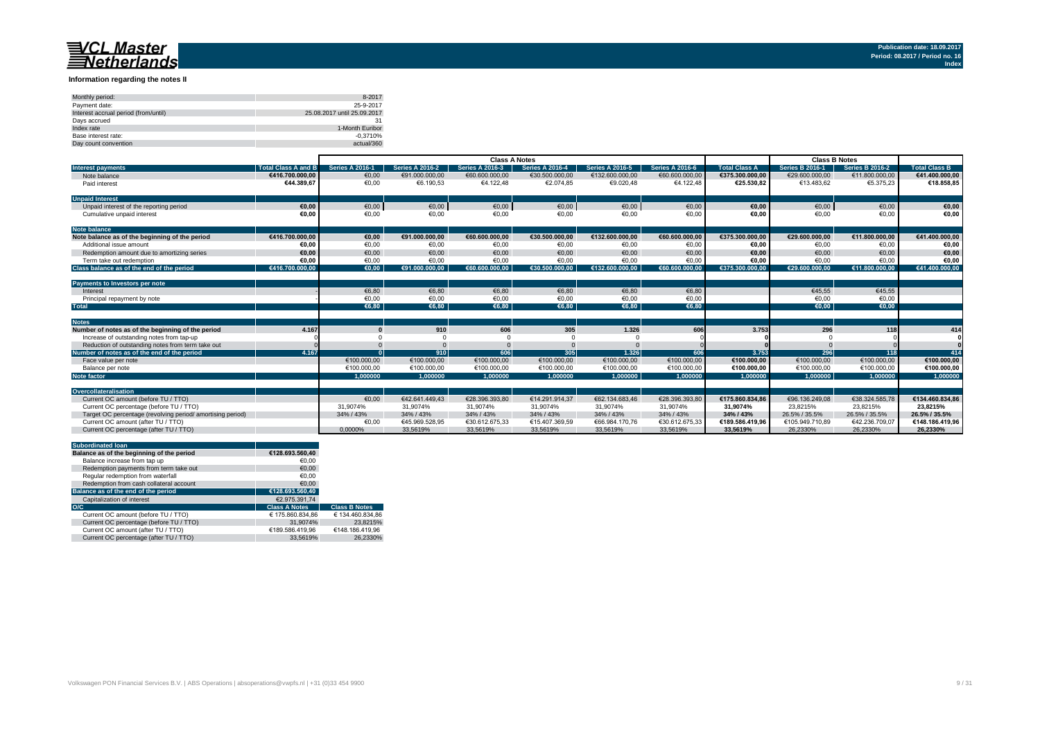## Information regarding the notes II

| | |
|---|---|
| Monthly period: | 8-2017 |
| Payment date: | 25-9-2017 |
| Interest accrual period (from/until) | 25.08.2017 until 25.09.2017 |
| Days accrued | 31 |
| Index rate | 1-Month Euribor |
| Base interest rate: | -0,3710% |
| Day count convention | actual/360 |

| | | Class A Notes | | | | | | | Class B Notes | | |
|---|---|---|---|---|---|---|---|---|---|---|---|
| **Interest payments** | **Total Class A and B** | **Series A 2016-1** | **Series A 2016-2** | **Series A 2016-3** | **Series A 2016-4** | **Series A 2016-5** | **Series A 2016-6** | **Total Class A** | **Series B 2016-1** | **Series B 2016-2** | **Total Class B** |
| Note balance | €416.700.000,00 | €0,00 | €91.000.000,00 | €60.600.000,00 | €30.500.000,00 | €132.600.000,00 | €60.600.000,00 | €375.300.000,00 | €29.600.000,00 | €11.800.000,00 | €41.400.000,00 |
| Paid interest | €44.389,67 | €0,00 | €6.190,53 | €4.122,48 | €2.074,85 | €9.020,48 | €4.122,48 | €25.530,82 | €13.483,62 | €5.375,23 | €18.858,85 |
| **Unpaid Interest** | | | | | | | | | | | |
| Unpaid interest of the reporting period | €0,00 | €0,00 | €0,00 | €0,00 | €0,00 | €0,00 | €0,00 | €0,00 | €0,00 | €0,00 | €0,00 |
| Cumulative unpaid interest | €0,00 | €0,00 | €0,00 | €0,00 | €0,00 | €0,00 | €0,00 | €0,00 | €0,00 | €0,00 | €0,00 |
| **Note balance** | | | | | | | | | | | |
| Note balance as of the beginning of the period | €416.700.000,00 | €0,00 | €91.000.000,00 | €60.600.000,00 | €30.500.000,00 | €132.600.000,00 | €60.600.000,00 | €375.300.000,00 | €29.600.000,00 | €11.800.000,00 | €41.400.000,00 |
| Additional issue amount | €0,00 | €0,00 | €0,00 | €0,00 | €0,00 | €0,00 | €0,00 | €0,00 | €0,00 | €0,00 | €0,00 |
| Redemption amount due to amortizing series | €0,00 | €0,00 | €0,00 | €0,00 | €0,00 | €0,00 | €0,00 | €0,00 | €0,00 | €0,00 | €0,00 |
| Term take out redemption | €0,00 | €0,00 | €0,00 | €0,00 | €0,00 | €0,00 | €0,00 | €0,00 | €0,00 | €0,00 | €0,00 |
| **Class balance as of the end of the period** | €416.700.000,00 | €0,00 | €91.000.000,00 | €60.600.000,00 | €30.500.000,00 | €132.600.000,00 | €60.600.000,00 | €375.300.000,00 | €29.600.000,00 | €11.800.000,00 | €41.400.000,00 |
| **Payments to Investors per note** | | | | | | | | | | | |
| Interest | - | €6,80 | €6,80 | €6,80 | €6,80 | €6,80 | €6,80 | | €45,55 | €45,55 | |
| Principal repayment by note | - | €0,00 | €0,00 | €0,00 | €0,00 | €0,00 | €0,00 | | €0,00 | €0,00 | |
| **Total** | | €6,80 | €6,80 | €6,80 | €6,80 | €6,80 | €6,80 | | €0,00 | €0,00 | |
| **Notes** | | | | | | | | | | | |
| Number of notes as of the beginning of the period | 4.167 | 0 | 910 | 606 | 305 | 1.326 | 606 | 3.753 | 296 | 118 | 414 |
| Increase of outstanding notes from tap-up | 0 | 0 | 0 | 0 | 0 | 0 | 0 | 0 | 0 | 0 | 0 |
| Reduction of outstanding notes from term take out | 0 | 0 | 0 | 0 | 0 | 0 | 0 | 0 | 0 | 0 | 0 |
| **Number of notes as of the end of the period** | 4.167 | 0 | 910 | 606 | 305 | 1.326 | 606 | 3.753 | 296 | 118 | 414 |
| Face value per note | | €100.000,00 | €100.000,00 | €100.000,00 | €100.000,00 | €100.000,00 | €100.000,00 | €100.000,00 | €100.000,00 | €100.000,00 | €100.000,00 |
| Balance per note | | €100.000,00 | €100.000,00 | €100.000,00 | €100.000,00 | €100.000,00 | €100.000,00 | €100.000,00 | €100.000,00 | €100.000,00 | €100.000,00 |
| **Note factor** | | 1,000000 | 1,000000 | 1,000000 | 1,000000 | 1,000000 | 1,000000 | 1,000000 | 1,000000 | 1,000000 | 1,000000 |
| **Overcollateralisation** | | | | | | | | | | | |
| Current OC amount (before TU / TTO) | | €0,00 | €42.641.449,43 | €28.396.393,80 | €14.291.914,37 | €62.134.683,46 | €28.396.393,80 | €175.860.834,86 | €96.136.249,08 | €38.324.585,78 | €134.460.834,86 |
| Current OC percentage (before TU / TTO) | | 31,9074% | 31,9074% | 31,9074% | 31,9074% | 31,9074% | 31,9074% | 31,9074% | 23,8215% | 23,8215% | 23,8215% |
| Target OC percentage (revolving period/ amortising period) | | 34% / 43% | 34% / 43% | 34% / 43% | 34% / 43% | 34% / 43% | 34% / 43% | 34% / 43% | 26.5% / 35.5% | 26.5% / 35.5% | 26.5% / 35.5% |
| Current OC amount (after TU / TTO) | | €0,00 | €45.969.528,95 | €30.612.675,33 | €15.407.369,59 | €66.984.170,76 | €30.612.675,33 | €189.586.419,96 | €105.949.710,89 | €42.236.709,07 | €148.186.419,96 |
| Current OC percentage (after TU / TTO) | | 0,0000% | 33,5619% | 33,5619% | 33,5619% | 33,5619% | 33,5619% | 33,5619% | 26,2330% | 26,2330% | 26,2330% |

| **Subordinated loan** | | |
|---|---|---|
| **Balance as of the beginning of the period** | €128.693.560,40 | |
| Balance increase from tap up | €0,00 | |
| Redemption payments from term take out | €0,00 | |
| Regular redemption from waterfall | €0,00 | |
| Redemption from cash collateral account | €0,00 | |
| **Balance as of the end of the period** | €128.693.560,40 | |
| Capitalization of interest | €2.975.391,74 | |
| **O/C** | **Class A Notes** | **Class B Notes** |
| Current OC amount (before TU / TTO) | € 175.860.834,86 | € 134.460.834,86 |
| Current OC percentage (before TU / TTO) | 31,9074% | 23,8215% |
| Current OC amount (after TU / TTO) | €189.586.419,96 | €148.186.419,96 |
| Current OC percentage (after TU / TTO) | 33,5619% | 26,2330% |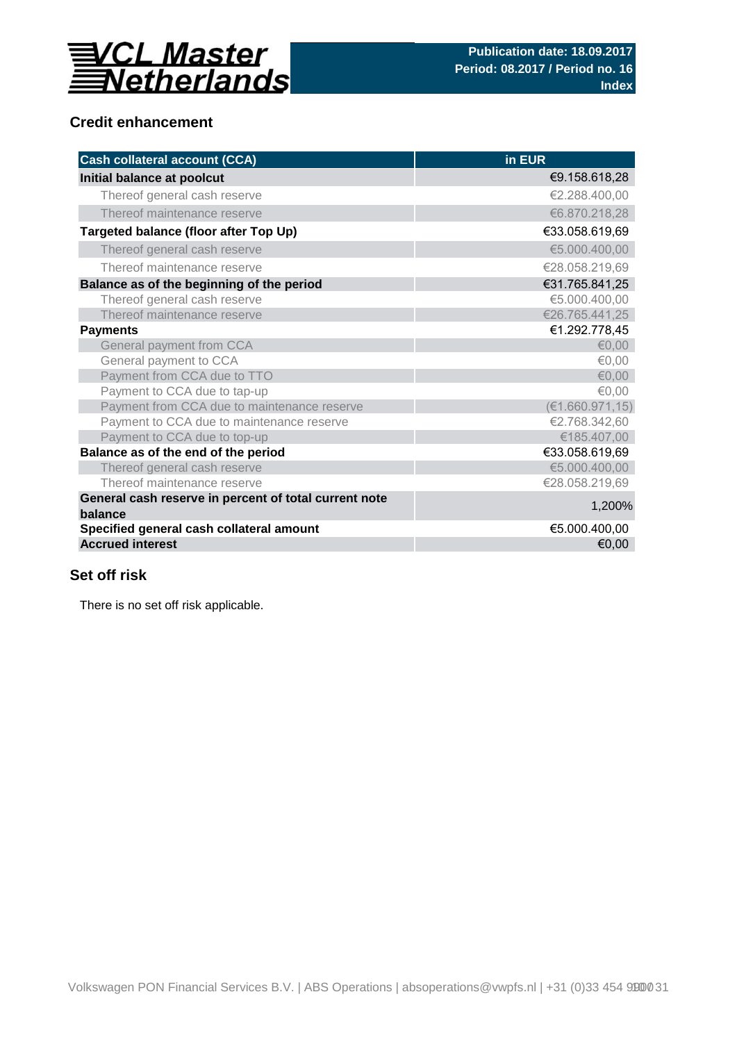# VCL Master Netherlands

**Publication date: 18.09.2017**
**Period: 08.2017 / Period no. 16**
**Index**

## Credit enhancement

| Cash collateral account (CCA) | in EUR |
|---|---|
| **Initial balance at poolcut** | €9.158.618,28 |
| Thereof general cash reserve | €2.288.400,00 |
| Thereof maintenance reserve | €6.870.218,28 |
| **Targeted balance (floor after Top Up)** | €33.058.619,69 |
| Thereof general cash reserve | €5.000.400,00 |
| Thereof maintenance reserve | €28.058.219,69 |
| **Balance as of the beginning of the period** | €31.765.841,25 |
| Thereof general cash reserve | €5.000.400,00 |
| Thereof maintenance reserve | €26.765.441,25 |
| **Payments** | €1.292.778,45 |
| General payment from CCA | €0,00 |
| General payment to CCA | €0,00 |
| Payment from CCA due to TTO | €0,00 |
| Payment to CCA due to tap-up | €0,00 |
| Payment from CCA due to maintenance reserve | (€1.660.971,15) |
| Payment to CCA due to maintenance reserve | €2.768.342,60 |
| Payment to CCA due to top-up | €185.407,00 |
| **Balance as of the end of the period** | €33.058.619,69 |
| Thereof general cash reserve | €5.000.400,00 |
| Thereof maintenance reserve | €28.058.219,69 |
| **General cash reserve in percent of total current note balance** | 1,200% |
| **Specified general cash collateral amount** | €5.000.400,00 |
| **Accrued interest** | €0,00 |

## Set off risk

There is no set off risk applicable.

Volkswagen PON Financial Services B.V. | ABS Operations | absoperations@vwpfs.nl | +31 (0)33 454 9900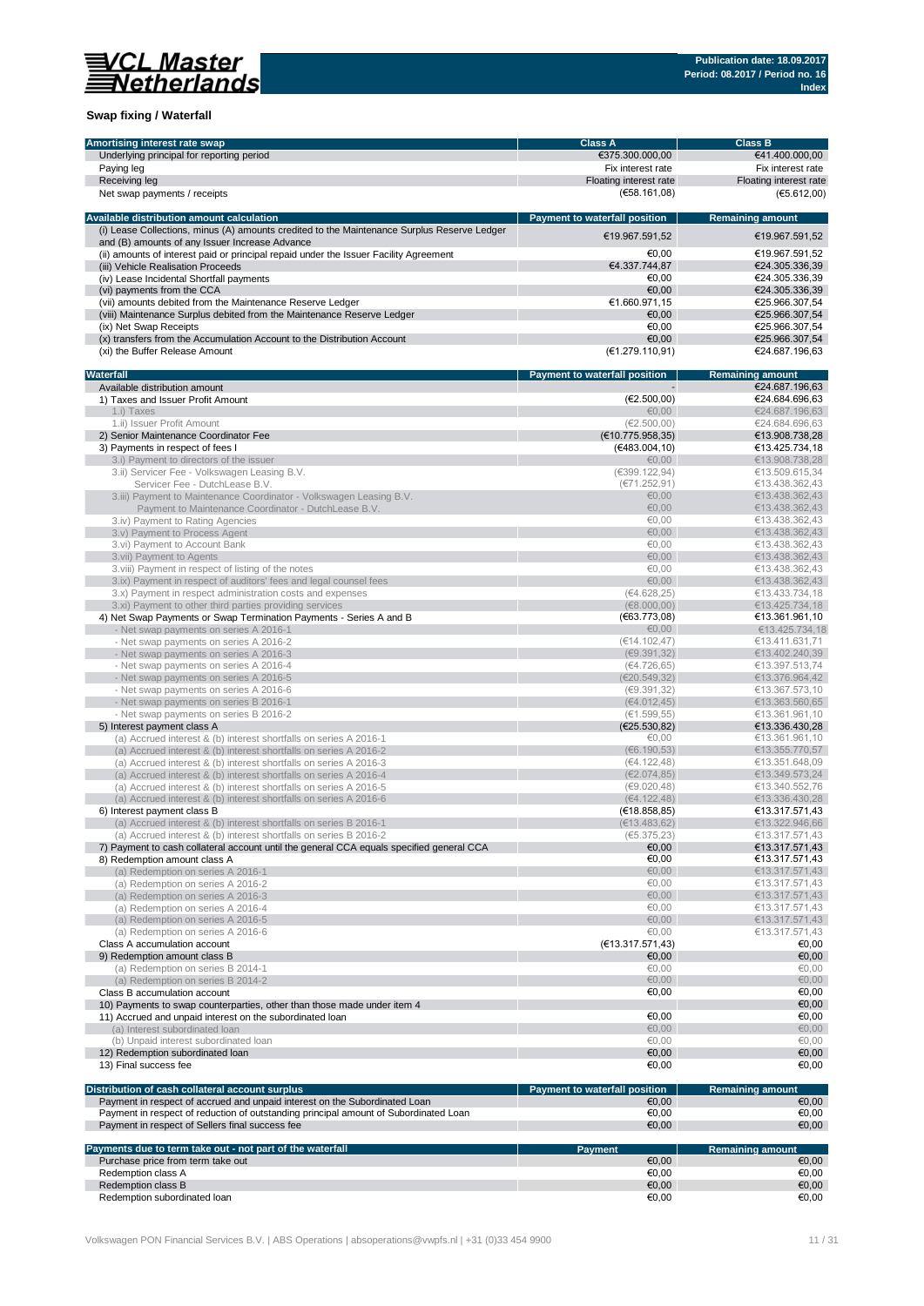## Swap fixing / Waterfall

| Amortising interest rate swap | Class A | Class B |
|---|---|---|
| Underlying principal for reporting period | €375.300.000,00 | €41.400.000,00 |
| Paying leg | Fix interest rate | Fix interest rate |
| Receiving leg | Floating interest rate | Floating interest rate |
| Net swap payments / receipts | (€58.161,08) | (€5.612,00) |

| Available distribution amount calculation | Payment to waterfall position | Remaining amount |
|---|---|---|
| (i) Lease Collections, minus (A) amounts credited to the Maintenance Surplus Reserve Ledger and (B) amounts of any Issuer Increase Advance | €19.967.591,52 | €19.967.591,52 |
| (ii) amounts of interest paid or principal repaid under the Issuer Facility Agreement | €0,00 | €19.967.591,52 |
| (iii) Vehicle Realisation Proceeds | €4.337.744,87 | €24.305.336,39 |
| (iv) Lease Incidental Shortfall payments | €0,00 | €24.305.336,39 |
| (vi) payments from the CCA | €0,00 | €24.305.336,39 |
| (vii) amounts debited from the Maintenance Reserve Ledger | €1.660.971,15 | €25.966.307,54 |
| (viii) Maintenance Surplus debited from the Maintenance Reserve Ledger | €0,00 | €25.966.307,54 |
| (ix) Net Swap Receipts | €0,00 | €25.966.307,54 |
| (x) transfers from the Accumulation Account to the Distribution Account | €0,00 | €25.966.307,54 |
| (xi) the Buffer Release Amount | (€1.279.110,91) | €24.687.196,63 |

| Waterfall | Payment to waterfall position | Remaining amount |
|---|---|---|
| Available distribution amount | - | €24.687.196,63 |
| 1) Taxes and Issuer Profit Amount | (€2.500,00) | €24.684.696,63 |
| 1.i) Taxes | €0,00 | €24.687.196,63 |
| 1.ii) Issuer Profit Amount | (€2.500,00) | €24.684.696,63 |
| 2) Senior Maintenance Coordinator Fee | (€10.775.958,35) | €13.908.738,28 |
| 3) Payments in respect of fees I | (€483.004,10) | €13.425.734,18 |
| 3.i) Payment to directors of the issuer | €0,00 | €13.908.738,28 |
| 3.ii) Servicer Fee - Volkswagen Leasing B.V. | (€399.122,94) | €13.509.615,34 |
| Servicer Fee - DutchLease B.V. | (€71.252,91) | €13.438.362,43 |
| 3.iii) Payment to Maintenance Coordinator - Volkswagen Leasing B.V. | €0,00 | €13.438.362,43 |
| Payment to Maintenance Coordinator - DutchLease B.V. | €0,00 | €13.438.362,43 |
| 3.iv) Payment to Rating Agencies | €0,00 | €13.438.362,43 |
| 3.v) Payment to Process Agent | €0,00 | €13.438.362,43 |
| 3.vi) Payment to Account Bank | €0,00 | €13.438.362,43 |
| 3.vii) Payment to Agents | €0,00 | €13.438.362,43 |
| 3.viii) Payment in respect of listing of the notes | €0,00 | €13.438.362,43 |
| 3.ix) Payment in respect of auditors' fees and legal counsel fees | €0,00 | €13.438.362,43 |
| 3.x) Payment in respect administration costs and expenses | (€4.628,25) | €13.433.734,18 |
| 3.xi) Payment to other third parties providing services | (€8.000,00) | €13.425.734,18 |
| 4) Net Swap Payments or Swap Termination Payments - Series A and B | (€63.773,08) | €13.361.961,10 |
| - Net swap payments on series A 2016-1 | €0,00 | €13.425.734,18 |
| - Net swap payments on series A 2016-2 | (€14.102,47) | €13.411.631,71 |
| - Net swap payments on series A 2016-3 | (€9.391,32) | €13.402.240,39 |
| - Net swap payments on series A 2016-4 | (€4.726,65) | €13.397.513,74 |
| - Net swap payments on series A 2016-5 | (€20.549,32) | €13.376.964,42 |
| - Net swap payments on series A 2016-6 | (€9.391,32) | €13.367.573,10 |
| - Net swap payments on series B 2016-1 | (€4.012,45) | €13.363.560,65 |
| - Net swap payments on series B 2016-2 | (€1.599,55) | €13.361.961,10 |
| 5) Interest payment class A | (€25.530,82) | €13.336.430,28 |
| (a) Accrued interest & (b) interest shortfalls on series A 2016-1 | €0,00 | €13.361.961,10 |
| (a) Accrued interest & (b) interest shortfalls on series A 2016-2 | (€6.190,53) | €13.355.770,57 |
| (a) Accrued interest & (b) interest shortfalls on series A 2016-3 | (€4.122,48) | €13.351.648,09 |
| (a) Accrued interest & (b) interest shortfalls on series A 2016-4 | (€2.074,85) | €13.349.573,24 |
| (a) Accrued interest & (b) interest shortfalls on series A 2016-5 | (€9.020,48) | €13.340.552,76 |
| (a) Accrued interest & (b) interest shortfalls on series A 2016-6 | (€4.122,48) | €13.336.430,28 |
| 6) Interest payment class B | (€18.858,85) | €13.317.571,43 |
| (a) Accrued interest & (b) interest shortfalls on series B 2016-1 | (€13.483,62) | €13.322.946,66 |
| (a) Accrued interest & (b) interest shortfalls on series B 2016-2 | (€5.375,23) | €13.317.571,43 |
| 7) Payment to cash collateral account until the general CCA equals specified general CCA | €0,00 | €13.317.571,43 |
| 8) Redemption amount class A | €0,00 | €13.317.571,43 |
| (a) Redemption on series A 2016-1 | €0,00 | €13.317.571,43 |
| (a) Redemption on series A 2016-2 | €0,00 | €13.317.571,43 |
| (a) Redemption on series A 2016-3 | €0,00 | €13.317.571,43 |
| (a) Redemption on series A 2016-4 | €0,00 | €13.317.571,43 |
| (a) Redemption on series A 2016-5 | €0,00 | €13.317.571,43 |
| (a) Redemption on series A 2016-6 | €0,00 | €13.317.571,43 |
| Class A accumulation account | (€13.317.571,43) | €0,00 |
| 9) Redemption amount class B | €0,00 | €0,00 |
| (a) Redemption on series B 2014-1 | €0,00 | €0,00 |
| (a) Redemption on series B 2014-2 | €0,00 | €0,00 |
| Class B accumulation account | €0,00 | €0,00 |
| 10) Payments to swap counterparties, other than those made under item 4 | | €0,00 |
| 11) Accrued and unpaid interest on the subordinated loan | €0,00 | €0,00 |
| (a) Interest subordinated loan | €0,00 | €0,00 |
| (b) Unpaid interest subordinated loan | €0,00 | €0,00 |
| 12) Redemption subordinated loan | €0,00 | €0,00 |
| 13) Final success fee | €0,00 | €0,00 |

| Distribution of cash collateral account surplus | Payment to waterfall position | Remaining amount |
|---|---|---|
| Payment in respect of accrued and unpaid interest on the Subordinated Loan | €0,00 | €0,00 |
| Payment in respect of reduction of outstanding principal amount of Subordinated Loan | €0,00 | €0,00 |
| Payment in respect of Sellers final success fee | €0,00 | €0,00 |

| Payments due to term take out - not part of the waterfall | Payment | Remaining amount |
|---|---|---|
| Purchase price from term take out | €0,00 | €0,00 |
| Redemption class A | €0,00 | €0,00 |
| Redemption class B | €0,00 | €0,00 |
| Redemption subordinated loan | €0,00 | €0,00 |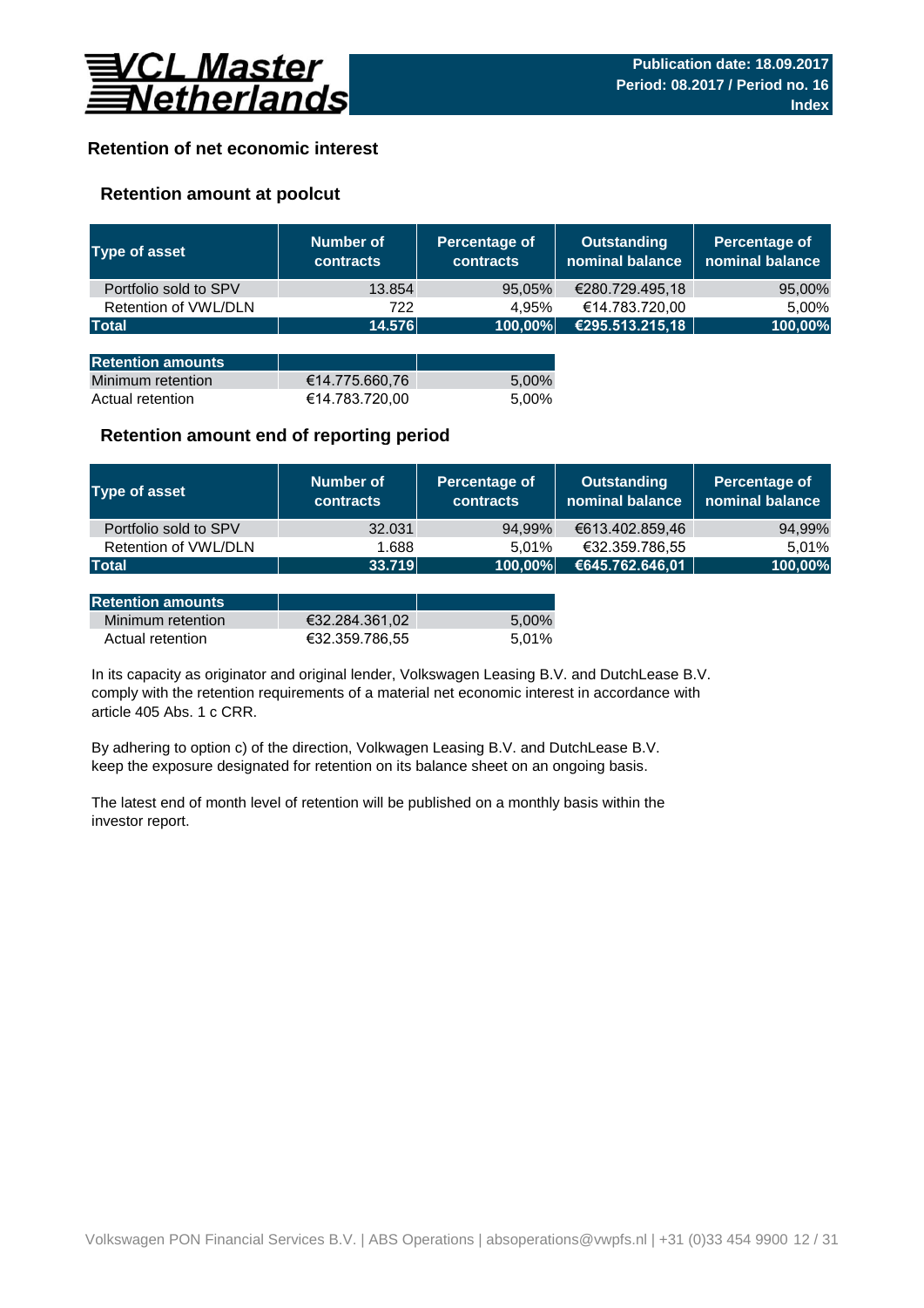# VCL Master Netherlands

**Publication date: 18.09.2017**
**Period: 08.2017 / Period no. 16**
**Index**

## Retention of net economic interest

### Retention amount at poolcut

| Type of asset | Number of contracts | Percentage of contracts | Outstanding nominal balance | Percentage of nominal balance |
|---|---|---|---|---|
| Portfolio sold to SPV | 13.854 | 95,05% | €280.729.495,18 | 95,00% |
| Retention of VWL/DLN | 722 | 4,95% | €14.783.720,00 | 5,00% |
| **Total** | **14.576** | **100,00%** | **€295.513.215,18** | **100,00%** |

| Retention amounts | | |
|---|---|---|
| Minimum retention | €14.775.660,76 | 5,00% |
| Actual retention | €14.783.720,00 | 5,00% |

### Retention amount end of reporting period

| Type of asset | Number of contracts | Percentage of contracts | Outstanding nominal balance | Percentage of nominal balance |
|---|---|---|---|---|
| Portfolio sold to SPV | 32.031 | 94,99% | €613.402.859,46 | 94,99% |
| Retention of VWL/DLN | 1.688 | 5,01% | €32.359.786,55 | 5,01% |
| **Total** | **33.719** | **100,00%** | **€645.762.646,01** | **100,00%** |

| Retention amounts | | |
|---|---|---|
| Minimum retention | €32.284.361,02 | 5,00% |
| Actual retention | €32.359.786,55 | 5,01% |

In its capacity as originator and original lender, Volkswagen Leasing B.V. and DutchLease B.V. comply with the retention requirements of a material net economic interest in accordance with article 405 Abs. 1 c CRR.

By adhering to option c) of the direction, Volkswagen Leasing B.V. and DutchLease B.V. keep the exposure designated for retention on its balance sheet on an ongoing basis.

The latest end of month level of retention will be published on a monthly basis within the investor report.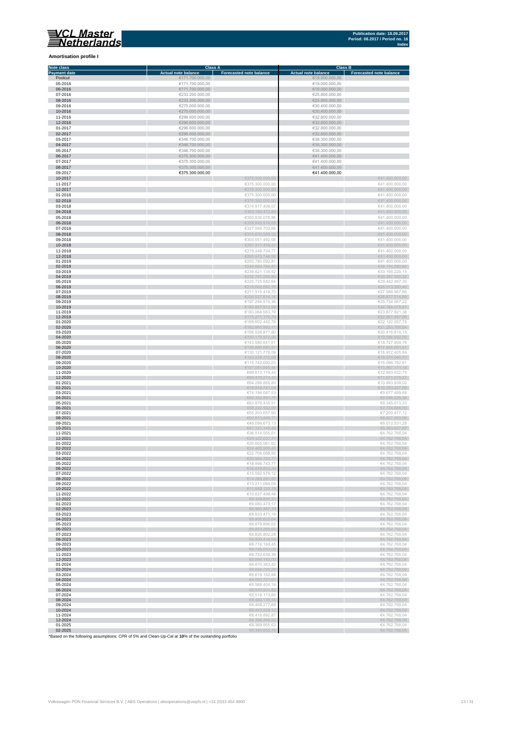## Amortisation profile I

| Note class | Class A | | Class B | |
|---|---|---|---|---|
| Payment date | Actual note balance | Forecasted note balance | Actual note balance | Forecasted note balance |
| Poolcut | €171.700.000,00 | | €19.000.000,00 | |
| 05-2016 | €171.700.000,00 | | €19.000.000,00 | |
| 06-2016 | €171.700.000,00 | | €19.000.000,00 | |
| 07-2016 | €233.200.000,00 | | €25.800.000,00 | |
| 08-2016 | €233.200.000,00 | | €25.800.000,00 | |
| 09-2016 | €275.000.000,00 | | €30.400.000,00 | |
| 10-2016 | €275.000.000,00 | | €30.400.000,00 | |
| 11-2016 | €296.600.000,00 | | €32.800.000,00 | |
| 12-2016 | €296.600.000,00 | | €32.800.000,00 | |
| 01-2017 | €296.600.000,00 | | €32.800.000,00 | |
| 02-2017 | €296.600.000,00 | | €32.800.000,00 | |
| 03-2017 | €346.700.000,00 | | €38.300.000,00 | |
| 04-2017 | €346.700.000,00 | | €38.300.000,00 | |
| 05-2017 | €346.700.000,00 | | €38.300.000,00 | |
| 06-2017 | €375.300.000,00 | | €41.400.000,00 | |
| 07-2017 | €375.300.000,00 | | €41.400.000,00 | |
| 08-2017 | €375.300.000,00 | | €41.400.000,00 | |
| 09-2017 | €375.300.000,00 | | €41.400.000,00 | |
| 10-2017 | | €375.300.000,00 | | €41.400.000,00 |
| 11-2017 | | €375.300.000,00 | | €41.400.000,00 |
| 12-2017 | | €375.300.000,00 | | €41.400.000,00 |
| 01-2018 | | €375.300.000,00 | | €41.400.000,00 |
| 02-2018 | | €375.300.000,00 | | €41.400.000,00 |
| 03-2018 | | €374.917.408,07 | | €41.400.000,00 |
| 04-2018 | | €363.194.472,80 | | €41.400.000,00 |
| 05-2018 | | €350.836.078,86 | | €41.400.000,00 |
| 06-2018 | | €338.845.514,08 | | €41.400.000,00 |
| 07-2018 | | €327.046.703,66 | | €41.400.000,00 |
| 08-2018 | | €315.630.559,03 | | €41.400.000,00 |
| 09-2018 | | €303.551.492,08 | | €41.400.000,00 |
| 10-2018 | | €291.311.459,22 | | €41.400.000,00 |
| 11-2018 | | €279.248.704,77 | | €41.400.000,00 |
| 12-2018 | | €265.975.746,58 | | €41.400.000,00 |
| 01-2019 | | €255.780.092,81 | | €41.400.000,00 |
| 02-2019 | | €246.683.764,87 | | €36.154.580,62 |
| 03-2019 | | €239.821.135,52 | | €33.195.220,13 |
| 04-2019 | | €232.741.295,80 | | €30.357.560,32 |
| 05-2019 | | €225.725.582,84 | | €29.442.467,30 |
| 06-2019 | | €218.802.682,75 | | €28.513.393,40 |
| 07-2019 | | €211.515.418,73 | | €27.588.967,66 |
| 08-2019 | | €204.527.614,14 | | €26.677.514,89 |
| 09-2019 | | €197.294.515,36 | | €25.734.067,22 |
| 10-2019 | | €189.857.912,99 | | €24.764.075,61 |
| 11-2019 | | €183.064.063,79 | | €23.877.921,36 |
| 12-2019 | | €175.271.170,79 | | €22.861.457,06 |
| 01-2020 | | €169.602.442,75 | | €22.122.057,75 |
| 02-2020 | | €162.960.902,11 | | €21.255.769,84 |
| 03-2020 | | €156.528.877,80 | | €20.416.810,15 |
| 04-2020 | | €150.179.972,00 | | €19.588.692,00 |
| 05-2020 | | €143.580.641,61 | | €18.727.909,78 |
| 06-2020 | | €136.880.680,51 | | €17.854.001,81 |
| 07-2020 | | €130.121.778,09 | | €16.972.405,84 |
| 08-2020 | | €123.234.312,65 | | €16.074.040,78 |
| 09-2020 | | €115.742.000,03 | | €15.096.782,61 |
| 10-2020 | | €107.081.645,44 | | €13.967.171,14 |
| 11-2020 | | €99.613.174,44 | | €12.993.022,75 |
| 12-2020 | | €89.478.274,43 | | €11.671.079,27 |
| 01-2021 | | €84.286.865,80 | | €10.993.939,02 |
| 02-2021 | | €78.914.741,04 | | €10.293.227,09 |
| 03-2021 | | €74.194.067,53 | | €9.677.489,68 |
| 04-2021 | | €69.352.891,76 | | €9.046.029,36 |
| 05-2021 | | €63.978.435,51 | | €8.345.013,33 |
| 06-2021 | | €59.222.592,69 | | €7.724.686,00 |
| 07-2021 | | €55.203.657,90 | | €7.200.477,12 |
| 08-2021 | | €50.813.846,77 | | €6.627.893,06 |
| 09-2021 | | €46.096.073,13 | | €6.012.531,28 |
| 10-2021 | | €41.121.145,48 | | €5.363.627,67 |
| 11-2021 | | €36.514.555,01 | | €4.762.768,04 |
| 12-2021 | | €29.422.037,71 | | €4.762.768,04 |
| 01-2022 | | €26.665.061,62 | | €4.762.768,04 |
| 02-2022 | | €24.405.900,45 | | €4.762.768,04 |
| 03-2022 | | €22.704.088,50 | | €4.762.768,04 |
| 04-2022 | | €20.964.754,77 | | €4.762.768,04 |
| 05-2022 | | €18.998.743,77 | | €4.762.768,04 |
| 06-2022 | | €16.816.863,34 | | €4.762.768,04 |
| 07-2022 | | €15.592.579,12 | | €4.762.768,04 |
| 08-2022 | | €14.268.281,95 | | €4.762.768,04 |
| 09-2022 | | €13.211.094,09 | | €4.762.768,04 |
| 10-2022 | | €11.848.193,19 | | €4.762.768,04 |
| 11-2022 | | €10.637.498,48 | | €4.762.768,04 |
| 12-2022 | | €9.328.830,31 | | €4.762.768,04 |
| 01-2023 | | €9.060.473,17 | | €4.762.768,04 |
| 02-2023 | | €8.960.467,16 | | €4.762.768,04 |
| 03-2023 | | €8.933.471,19 | | €4.762.768,04 |
| 04-2023 | | €8.906.623,64 | | €4.762.768,04 |
| 05-2023 | | €8.879.896,62 | | €4.762.768,04 |
| 06-2023 | | €8.853.289,65 | | €4.762.768,04 |
| 07-2023 | | €8.826.802,28 | | €4.762.768,04 |
| 08-2023 | | €8.800.434,04 | | €4.762.768,04 |
| 09-2023 | | €8.774.184,45 | | €4.762.768,04 |
| 10-2023 | | €8.748.053,05 | | €4.762.768,04 |
| 11-2023 | | €8.722.039,39 | | €4.762.768,04 |
| 12-2023 | | €8.696.143,00 | | €4.762.768,04 |
| 01-2024 | | €8.670.363,42 | | €4.762.768,04 |
| 02-2024 | | €8.644.700,20 | | €4.762.768,04 |
| 03-2024 | | €8.619.152,88 | | €4.762.768,04 |
| 04-2024 | | €8.593.721,01 | | €4.762.768,04 |
| 05-2024 | | €8.568.404,14 | | €4.762.768,04 |
| 06-2024 | | €8.543.201,82 | | €4.762.768,04 |
| 07-2024 | | €8.518.113,60 | | €4.762.768,04 |
| 08-2024 | | €8.493.139,04 | | €4.762.768,04 |
| 09-2024 | | €8.468.277,69 | | €4.762.768,04 |
| 10-2024 | | €8.443.529,12 | | €4.762.768,04 |
| 11-2024 | | €8.418.892,87 | | €4.762.768,04 |
| 12-2024 | | €8.394.368,52 | | €4.762.768,04 |
| 01-2025 | | €8.369.955,63 | | €4.762.768,04 |
| 02-2025 | | €8.345.653,76 | | €4.762.768,04 |

*Based on the following assumptions: CPR of 5% and Clean-Up-Cal at **10**% of the oustanding portfolio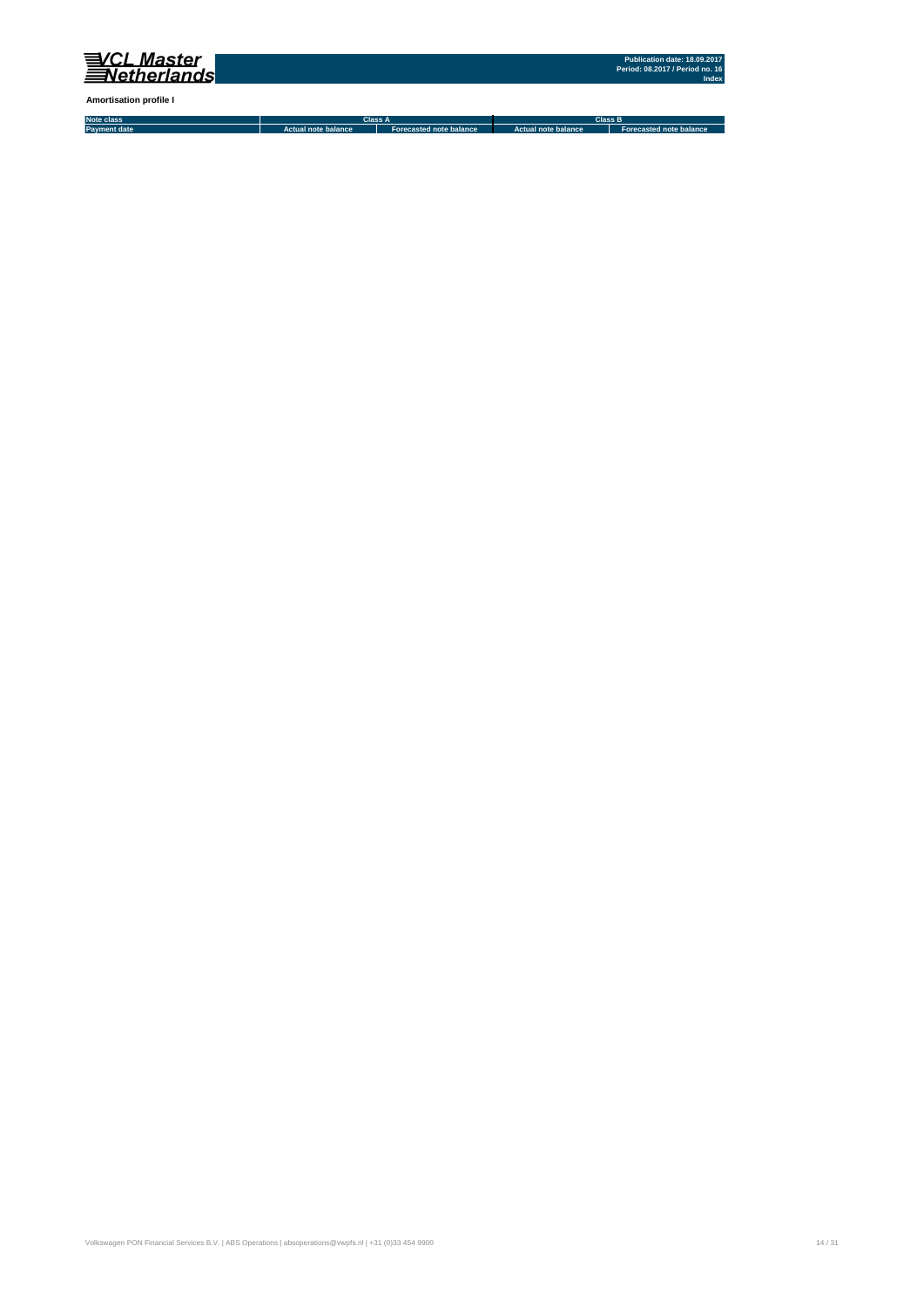**Amortisation profile I**

| Note class | Class A | | Class B | |
|---|---|---|---|---|
| Payment date | Actual note balance | Forecasted note balance | Actual note balance | Forecasted note balance |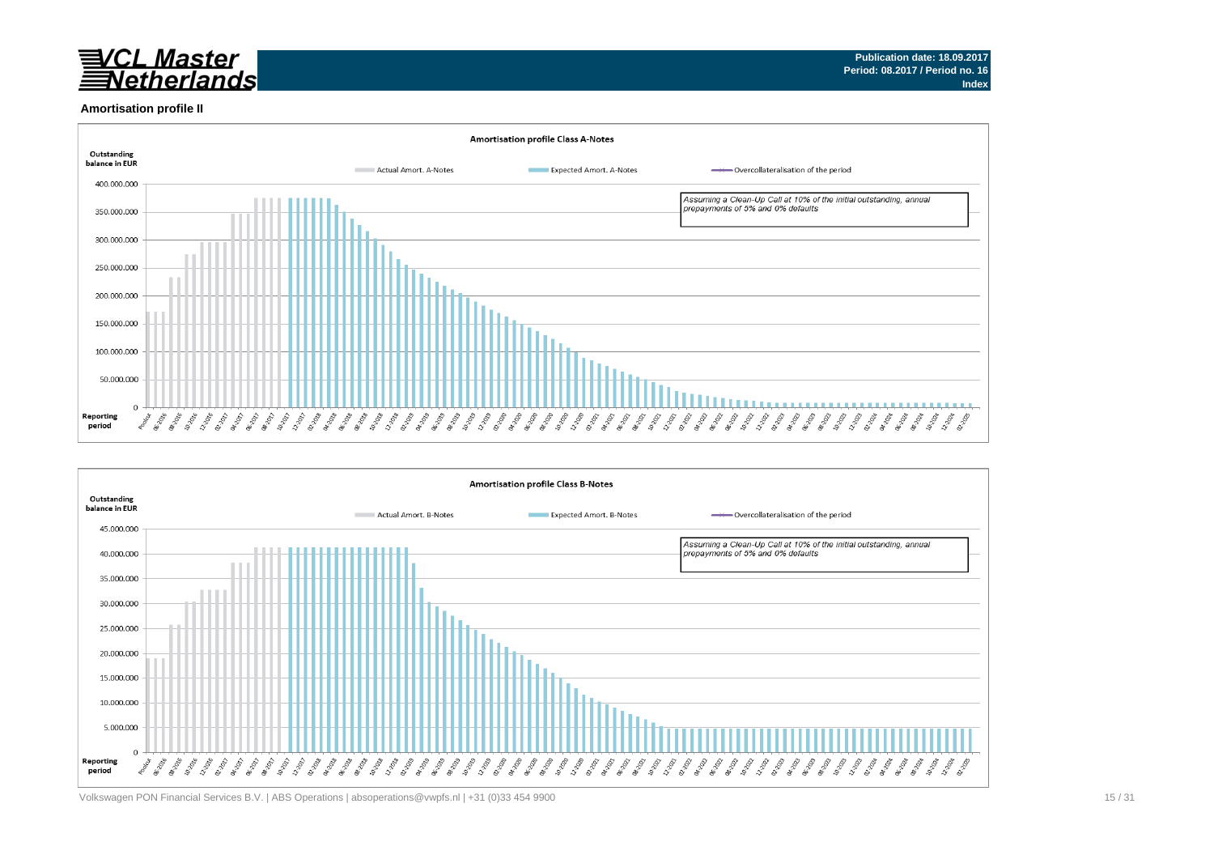**Publication date: 18.09.2017**
**Period: 08.2017 / Period no. 16**
**Index**

## Amortisation profile II

### Amortisation profile Class A-Notes

Outstanding balance in EUR

Actual Amort. A-Notes | Expected Amort. A-Notes | Overcollateralisation of the period

*Assuming a Clean-Up Call at 10% of the initial outstanding, annual prepayments of 5% and 0% defaults*

Reporting period

### Amortisation profile Class B-Notes

Outstanding balance in EUR

Actual Amort. B-Notes | Expected Amort. B-Notes | Overcollateralisation of the period

*Assuming a Clean-Up Call at 10% of the initial outstanding, annual prepayments of 5% and 0% defaults*

Reporting period

Volkswagen PON Financial Services B.V. | ABS Operations | absoperations@vwpfs.nl | +31 (0)33 454 9900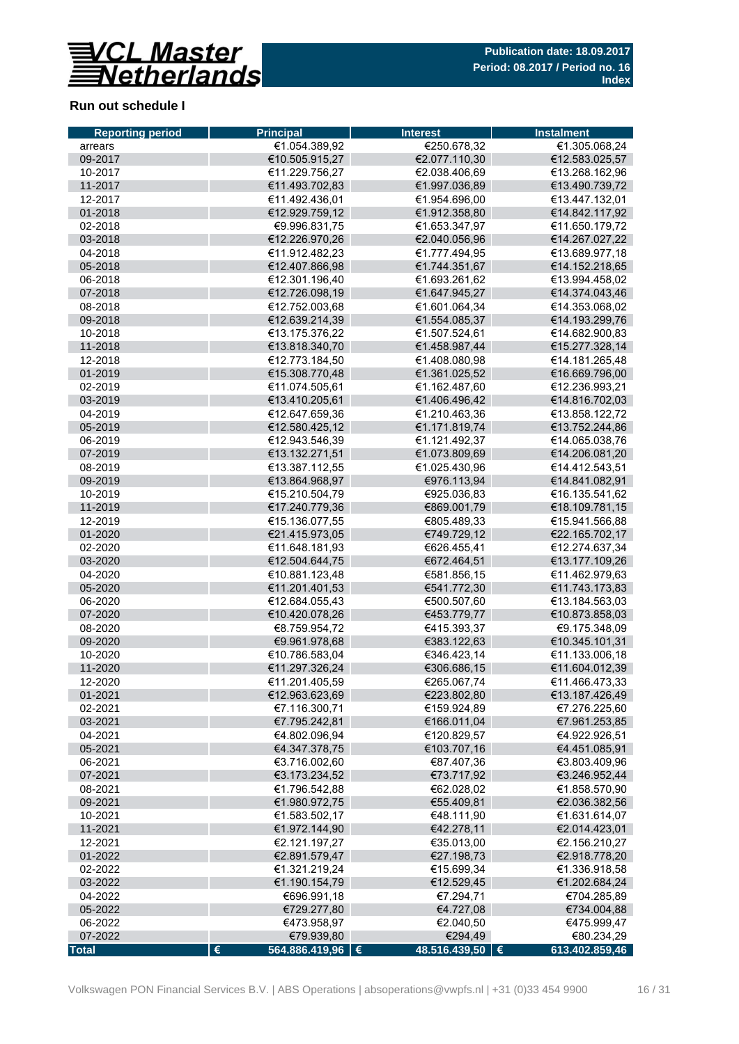## Run out schedule I

| Reporting period | Principal | Interest | Instalment |
|---|---|---|---|
| arrears | €1.054.389,92 | €250.678,32 | €1.305.068,24 |
| 09-2017 | €10.505.915,27 | €2.077.110,30 | €12.583.025,57 |
| 10-2017 | €11.229.756,27 | €2.038.406,69 | €13.268.162,96 |
| 11-2017 | €11.493.702,83 | €1.997.036,89 | €13.490.739,72 |
| 12-2017 | €11.492.436,01 | €1.954.696,00 | €13.447.132,01 |
| 01-2018 | €12.929.759,12 | €1.912.358,80 | €14.842.117,92 |
| 02-2018 | €9.996.831,75 | €1.653.347,97 | €11.650.179,72 |
| 03-2018 | €12.226.970,26 | €2.040.056,96 | €14.267.027,22 |
| 04-2018 | €11.912.482,23 | €1.777.494,95 | €13.689.977,18 |
| 05-2018 | €12.407.866,98 | €1.744.351,67 | €14.152.218,65 |
| 06-2018 | €12.301.196,40 | €1.693.261,62 | €13.994.458,02 |
| 07-2018 | €12.726.098,19 | €1.647.945,27 | €14.374.043,46 |
| 08-2018 | €12.752.003,68 | €1.601.064,34 | €14.353.068,02 |
| 09-2018 | €12.639.214,39 | €1.554.085,37 | €14.193.299,76 |
| 10-2018 | €13.175.376,22 | €1.507.524,61 | €14.682.900,83 |
| 11-2018 | €13.818.340,70 | €1.458.987,44 | €15.277.328,14 |
| 12-2018 | €12.773.184,50 | €1.408.080,98 | €14.181.265,48 |
| 01-2019 | €15.308.770,48 | €1.361.025,52 | €16.669.796,00 |
| 02-2019 | €11.074.505,61 | €1.162.487,60 | €12.236.993,21 |
| 03-2019 | €13.410.205,61 | €1.406.496,42 | €14.816.702,03 |
| 04-2019 | €12.647.659,36 | €1.210.463,36 | €13.858.122,72 |
| 05-2019 | €12.580.425,12 | €1.171.819,74 | €13.752.244,86 |
| 06-2019 | €12.943.546,39 | €1.121.492,37 | €14.065.038,76 |
| 07-2019 | €13.132.271,51 | €1.073.809,69 | €14.206.081,20 |
| 08-2019 | €13.387.112,55 | €1.025.430,96 | €14.412.543,51 |
| 09-2019 | €13.864.968,97 | €976.113,94 | €14.841.082,91 |
| 10-2019 | €15.210.504,79 | €925.036,83 | €16.135.541,62 |
| 11-2019 | €17.240.779,36 | €869.001,79 | €18.109.781,15 |
| 12-2019 | €15.136.077,55 | €805.489,33 | €15.941.566,88 |
| 01-2020 | €21.415.973,05 | €749.729,12 | €22.165.702,17 |
| 02-2020 | €11.648.181,93 | €626.455,41 | €12.274.637,34 |
| 03-2020 | €12.504.644,75 | €672.464,51 | €13.177.109,26 |
| 04-2020 | €10.881.123,48 | €581.856,15 | €11.462.979,63 |
| 05-2020 | €11.201.401,53 | €541.772,30 | €11.743.173,83 |
| 06-2020 | €12.684.055,43 | €500.507,60 | €13.184.563,03 |
| 07-2020 | €10.420.078,26 | €453.779,77 | €10.873.858,03 |
| 08-2020 | €8.759.954,72 | €415.393,37 | €9.175.348,09 |
| 09-2020 | €9.961.978,68 | €383.122,63 | €10.345.101,31 |
| 10-2020 | €10.786.583,04 | €346.423,14 | €11.133.006,18 |
| 11-2020 | €11.297.326,24 | €306.686,15 | €11.604.012,39 |
| 12-2020 | €11.201.405,59 | €265.067,74 | €11.466.473,33 |
| 01-2021 | €12.963.623,69 | €223.802,80 | €13.187.426,49 |
| 02-2021 | €7.116.300,71 | €159.924,89 | €7.276.225,60 |
| 03-2021 | €7.795.242,81 | €166.011,04 | €7.961.253,85 |
| 04-2021 | €4.802.096,94 | €120.829,57 | €4.922.926,51 |
| 05-2021 | €4.347.378,75 | €103.707,16 | €4.451.085,91 |
| 06-2021 | €3.716.002,60 | €87.407,36 | €3.803.409,96 |
| 07-2021 | €3.173.234,52 | €73.717,92 | €3.246.952,44 |
| 08-2021 | €1.796.542,88 | €62.028,02 | €1.858.570,90 |
| 09-2021 | €1.980.972,75 | €55.409,81 | €2.036.382,56 |
| 10-2021 | €1.583.502,17 | €48.111,90 | €1.631.614,07 |
| 11-2021 | €1.972.144,90 | €42.278,11 | €2.014.423,01 |
| 12-2021 | €2.121.197,27 | €35.013,00 | €2.156.210,27 |
| 01-2022 | €2.891.579,47 | €27.198,73 | €2.918.778,20 |
| 02-2022 | €1.321.219,24 | €15.699,34 | €1.336.918,58 |
| 03-2022 | €1.190.154,79 | €12.529,45 | €1.202.684,24 |
| 04-2022 | €696.991,18 | €7.294,71 | €704.285,89 |
| 05-2022 | €729.277,80 | €4.727,08 | €734.004,88 |
| 06-2022 | €473.958,97 | €2.040,50 | €475.999,47 |
| 07-2022 | €79.939,80 | €294,49 | €80.234,29 |
| **Total** | **€ 564.886.419,96** | **€ 48.516.439,50** | **€ 613.402.859,46** |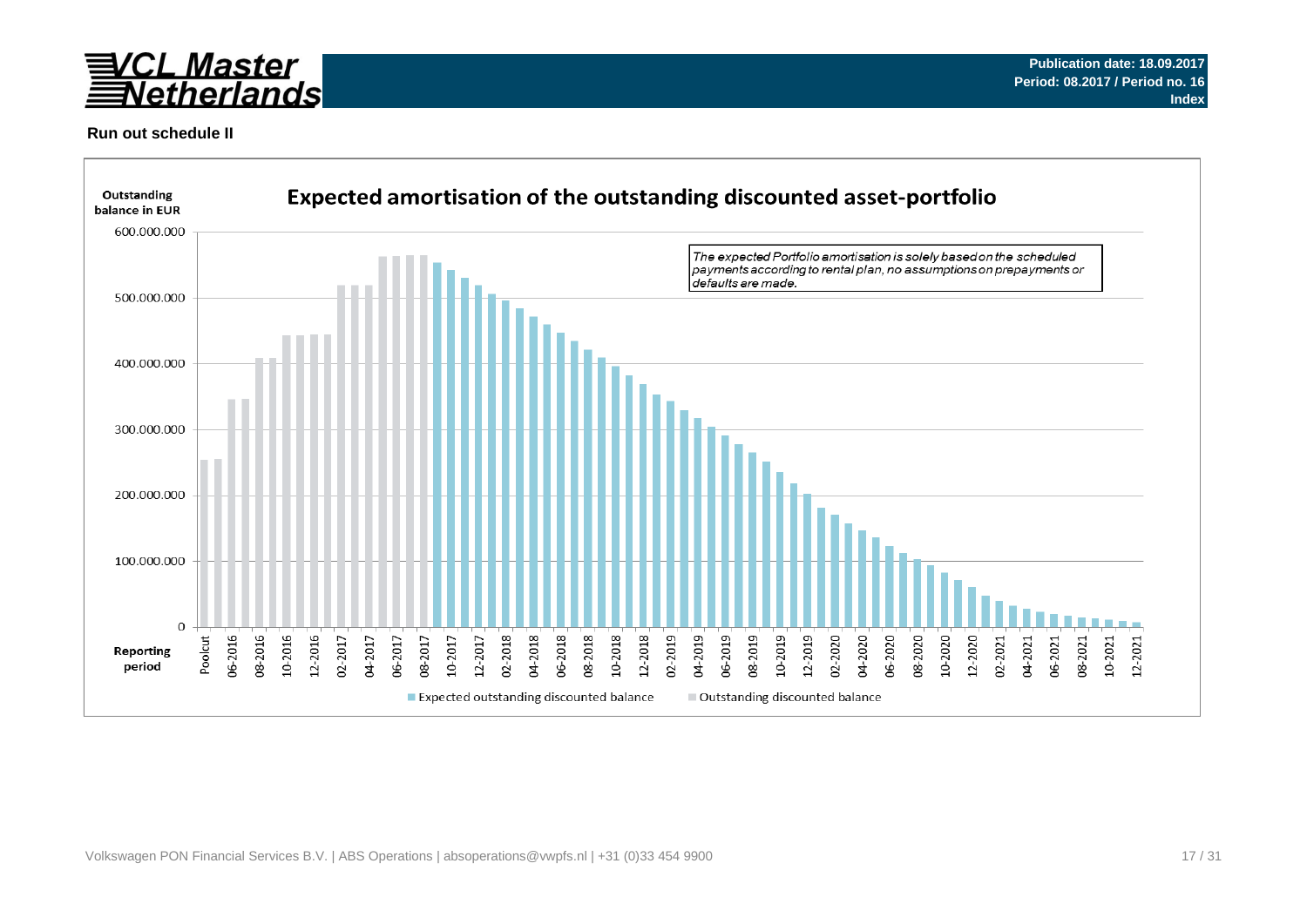Publication date: 18.09.2017
Period: 08.2017 / Period no. 16
Index

**Run out schedule II**

## Expected amortisation of the outstanding discounted asset-portfolio

Outstanding balance in EUR

*The expected Portfolio amortisation is solely based on the scheduled payments according to rental plan, no assumptions on prepayments or defaults are made.*

Reporting period

Expected outstanding discounted balance | Outstanding discounted balance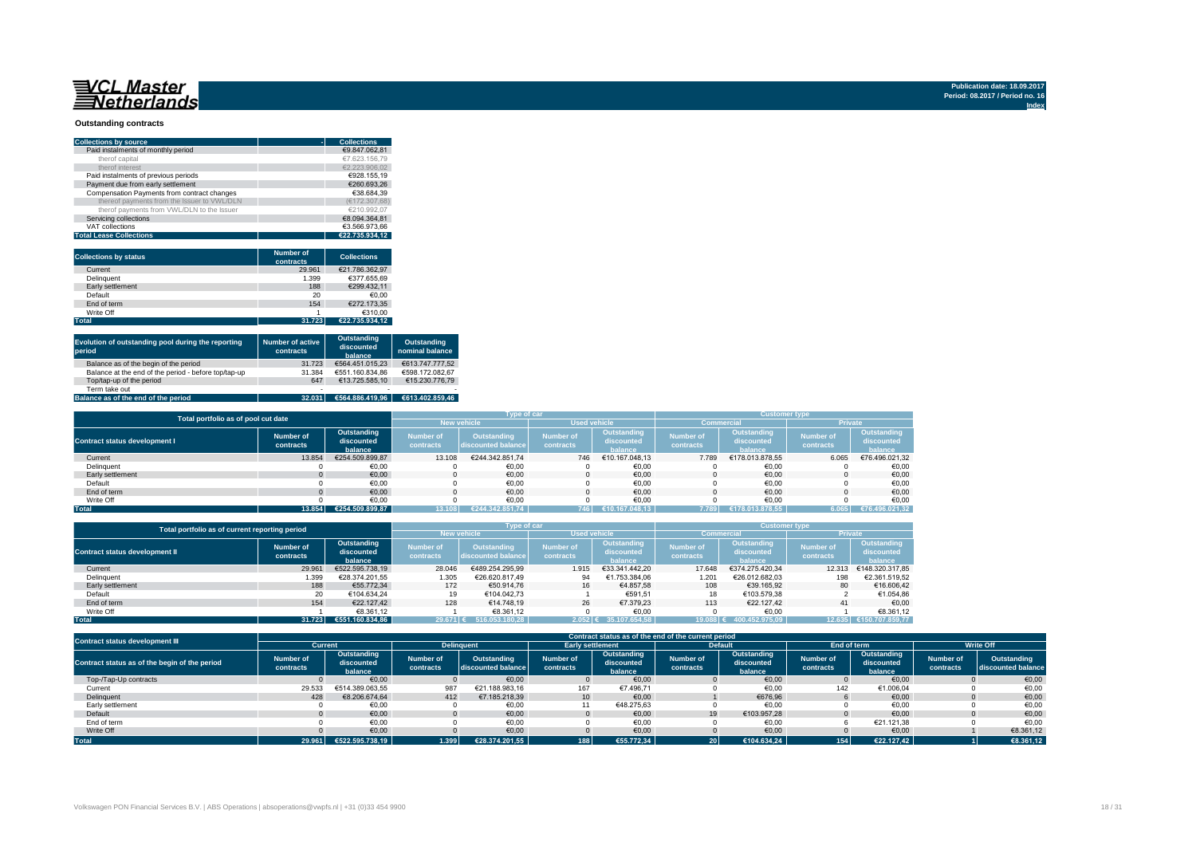# VCL Master Netherlands

Publication date: 18.09.2017
Period: 08.2017 / Period no. 16
Index

## Outstanding contracts

| Collections by source | Collections |
|---|---|
| Paid instalments of monthly period | €9.847.062,81 |
| therof capital | €7.623.156,79 |
| therof interest | €2.223.906,02 |
| Paid instalments of previous periods | €928.155,19 |
| Payment due from early settlement | €260.693,26 |
| Compensation Payments from contract changes | €38.684,39 |
| thereof payments from the Issuer to VWL/DLN | (€172.307,68) |
| therof payments from VWL/DLN to the Issuer | €210.992,07 |
| Servicing collections | €8.094.364,81 |
| VAT collections | €3.566.973,66 |
| **Total Lease Collections** | **€22.735.934,12** |

| Collections by status | Number of contracts | Collections |
|---|---|---|
| Current | 29.961 | €21.786.362,97 |
| Delinquent | 1.399 | €377.655,69 |
| Early settlement | 188 | €299.432,11 |
| Default | 20 | €0,00 |
| End of term | 154 | €272.173,35 |
| Write Off | 1 | €310,00 |
| **Total** | **31.723** | **€22.735.934,12** |

| Evolution of outstanding pool during the reporting period | Number of active contracts | Outstanding discounted balance | Outstanding nominal balance |
|---|---|---|---|
| Balance as of the begin of the period | 31.723 | €564.451.015,23 | €613.747.777,52 |
| Balance at the end of the period - before top/tap-up | 31.384 | €551.160.834,86 | €598.172.082,67 |
| Top/tap-up of the period | 647 | €13.725.585,10 | €15.230.776,79 |
| Term take out | - | - | - |
| **Balance as of the end of the period** | **32.031** | **€564.886.419,96** | **€613.402.859,46** |

| Total portfolio as of pool cut date | | | Type of car | | | | Customer type | | | |
|---|---|---|---|---|---|---|---|---|---|---|
| | | | New vehicle | | Used vehicle | | Commercial | | Private | |
| Contract status development I | Number of contracts | Outstanding discounted balance | Number of contracts | Outstanding discounted balance | Number of contracts | Outstanding discounted balance | Number of contracts | Outstanding discounted balance | Number of contracts | Outstanding discounted balance |
| Current | 13.854 | €254.509.899,87 | 13.108 | €244.342.851,74 | 746 | €10.167.048,13 | 7.789 | €178.013.878,55 | 6.065 | €76.496.021,32 |
| Delinquent | 0 | €0,00 | 0 | €0,00 | 0 | €0,00 | 0 | €0,00 | 0 | €0,00 |
| Early settlement | 0 | €0,00 | 0 | €0,00 | 0 | €0,00 | 0 | €0,00 | 0 | €0,00 |
| Default | 0 | €0,00 | 0 | €0,00 | 0 | €0,00 | 0 | €0,00 | 0 | €0,00 |
| End of term | 0 | €0,00 | 0 | €0,00 | 0 | €0,00 | 0 | €0,00 | 0 | €0,00 |
| Write Off | 0 | €0,00 | 0 | €0,00 | 0 | €0,00 | 0 | €0,00 | 0 | €0,00 |
| **Total** | **13.854** | **€254.509.899,87** | **13.108** | **€244.342.851,74** | **746** | **€10.167.048,13** | **7.789** | **€178.013.878,55** | **6.065** | **€76.496.021,32** |

| Total portfolio as of current reporting period | | | Type of car | | | | Customer type | | | |
|---|---|---|---|---|---|---|---|---|---|---|
| | | | New vehicle | | Used vehicle | | Commercial | | Private | |
| Contract status development II | Number of contracts | Outstanding discounted balance | Number of contracts | Outstanding discounted balance | Number of contracts | Outstanding discounted balance | Number of contracts | Outstanding discounted balance | Number of contracts | Outstanding discounted balance |
| Current | 29.961 | €522.595.738,19 | 28.046 | €489.254.295,99 | 1.915 | €33.341.442,20 | 17.648 | €374.275.420,34 | 12.313 | €148.320.317,85 |
| Delinquent | 1.399 | €28.374.201,55 | 1.305 | €26.620.817,49 | 94 | €1.753.384,06 | 1.201 | €26.012.682,03 | 198 | €2.361.519,52 |
| Early settlement | 188 | €55.772,34 | 172 | €50.914,76 | 16 | €4.857,58 | 108 | €39.165,92 | 80 | €16.606,42 |
| Default | 20 | €104.634,24 | 19 | €104.042,73 | 1 | €591,51 | 18 | €103.579,38 | 2 | €1.054,86 |
| End of term | 154 | €22.127,42 | 128 | €14.748,19 | 26 | €7.379,23 | 113 | €22.127,42 | 41 | €0,00 |
| Write Off | 1 | €8.361,12 | 1 | €8.361,12 | 0 | €0,00 | 0 | €0,00 | 1 | €8.361,12 |
| **Total** | **31.723** | **€551.160.834,86** | **29.671** | **€ 516.053.180,28** | **2.052** | **€ 35.107.654,58** | **19.088** | **€ 400.452.975,09** | **12.635** | **€150.707.859,77** |

| Contract status development III | Contract status as of the end of the current period | | | | | | | | | | | |
|---|---|---|---|---|---|---|---|---|---|---|---|---|
| | Current | | Delinquent | | Early settlement | | Default | | End of term | | Write Off | |
| Contract status as of the begin of the period | Number of contracts | Outstanding discounted balance | Number of contracts | Outstanding discounted balance | Number of contracts | Outstanding discounted balance | Number of contracts | Outstanding discounted balance | Number of contracts | Outstanding discounted balance | Number of contracts | Outstanding discounted balance |
| Top-/Tap-Up contracts | 0 | €0,00 | 0 | €0,00 | 0 | €0,00 | 0 | €0,00 | 0 | €0,00 | 0 | €0,00 |
| Current | 29.533 | €514.389.063,55 | 987 | €21.188.983,16 | 167 | €7.496,71 | 0 | €0,00 | 142 | €1.006,04 | 0 | €0,00 |
| Delinquent | 428 | €8.206.674,64 | 412 | €7.185.218,39 | 10 | €0,00 | 1 | €676,96 | 6 | €0,00 | 0 | €0,00 |
| Early settlement | 0 | €0,00 | 0 | €0,00 | 11 | €48.275,63 | 0 | €0,00 | 0 | €0,00 | 0 | €0,00 |
| Default | 0 | €0,00 | 0 | €0,00 | 0 | €0,00 | 19 | €103.957,28 | 0 | €0,00 | 0 | €0,00 |
| End of term | 0 | €0,00 | 0 | €0,00 | 0 | €0,00 | 0 | €0,00 | 6 | €21.121,38 | 0 | €0,00 |
| Write Off | 0 | €0,00 | 0 | €0,00 | 0 | €0,00 | 0 | €0,00 | 0 | €0,00 | 1 | €8.361,12 |
| **Total** | **29.961** | **€522.595.738,19** | **1.399** | **€28.374.201,55** | **188** | **€55.772,34** | **20** | **€104.634,24** | **154** | **€22.127,42** | **1** | **€8.361,12** |

Volkswagen PON Financial Services B.V. | ABS Operations | absoperations@vwpfs.nl | +31 (0)33 454 9900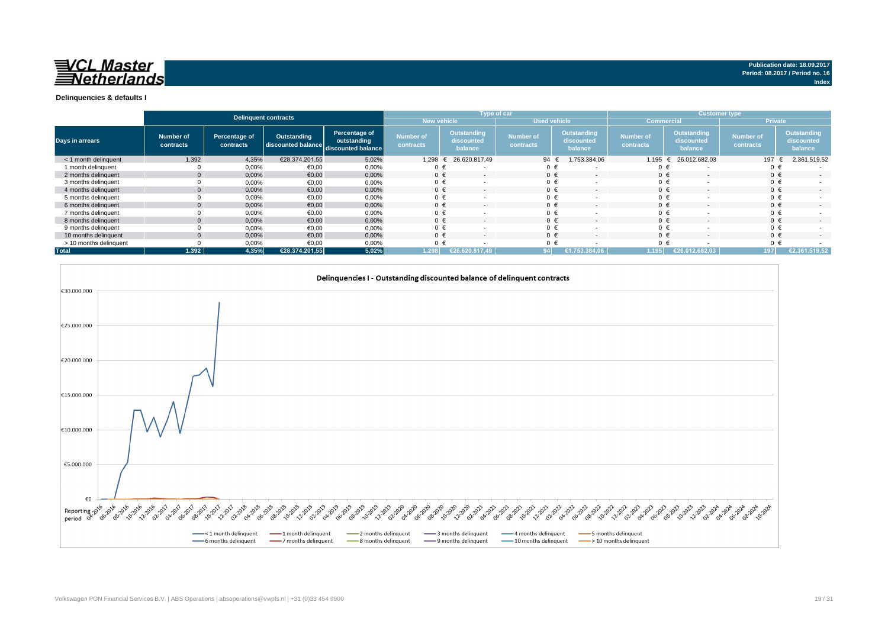**VCL Master Netherlands**

**Publication date: 18.09.2017**
**Period: 08.2017 / Period no. 16**
**Index**

## Delinquencies & defaults I

| | Delinquent contracts | | | | Type of car | | | | Customer type | | | |
|---|---|---|---|---|---|---|---|---|---|---|---|---|
| | | | | | New vehicle | | Used vehicle | | Commercial | | Private | |
| Days in arrears | Number of contracts | Percentage of contracts | Outstanding discounted balance | Percentage of outstanding discounted balance | Number of contracts | Outstanding discounted balance | Number of contracts | Outstanding discounted balance | Number of contracts | Outstanding discounted balance | Number of contracts | Outstanding discounted balance |
| < 1 month delinquent | 1.392 | 4,35% | €28.374.201,55 | 5,02% | 1.298 | € 26.620.817,49 | 94 | € 1.753.384,06 | 1.195 | € 26.012.682,03 | 197 | € 2.361.519,52 |
| 1 month delinquent | 0 | 0,00% | €0,00 | 0,00% | 0 | € - | 0 | € - | 0 | € - | 0 | € - |
| 2 months delinquent | 0 | 0,00% | €0,00 | 0,00% | 0 | € - | 0 | € - | 0 | € - | 0 | € - |
| 3 months delinquent | 0 | 0,00% | €0,00 | 0,00% | 0 | € - | 0 | € - | 0 | € - | 0 | € - |
| 4 months delinquent | 0 | 0,00% | €0,00 | 0,00% | 0 | € - | 0 | € - | 0 | € - | 0 | € - |
| 5 months delinquent | 0 | 0,00% | €0,00 | 0,00% | 0 | € - | 0 | € - | 0 | € - | 0 | € - |
| 6 months delinquent | 0 | 0,00% | €0,00 | 0,00% | 0 | € - | 0 | € - | 0 | € - | 0 | € - |
| 7 months delinquent | 0 | 0,00% | €0,00 | 0,00% | 0 | € - | 0 | € - | 0 | € - | 0 | € - |
| 8 months delinquent | 0 | 0,00% | €0,00 | 0,00% | 0 | € - | 0 | € - | 0 | € - | 0 | € - |
| 9 months delinquent | 0 | 0,00% | €0,00 | 0,00% | 0 | € - | 0 | € - | 0 | € - | 0 | € - |
| 10 months delinquent | 0 | 0,00% | €0,00 | 0,00% | 0 | € - | 0 | € - | 0 | € - | 0 | € - |
| > 10 months delinquent | 0 | 0,00% | €0,00 | 0,00% | 0 | € - | 0 | € - | 0 | € - | 0 | € - |
| **Total** | **1.392** | **4,35%** | **€28.374.201,55** | **5,02%** | **1.298** | **€26.620.817,49** | **94** | **€1.753.384,06** | **1.195** | **€26.012.682,03** | **197** | **€2.361.519,52** |

### Delinquencies I - Outstanding discounted balance of delinquent contracts

Reporting period: 04-2016 to 10-2024

Legend: < 1 month delinquent; 1 month delinquent; 2 months delinquent; 3 months delinquent; 4 months delinquent; 5 months delinquent; 6 months delinquent; 7 months delinquent; 8 months delinquent; 9 months delinquent; 10 months delinquent; > 10 months delinquent

Volkswagen PON Financial Services B.V. | ABS Operations | absoperations@vwpfs.nl | +31 (0)33 454 9900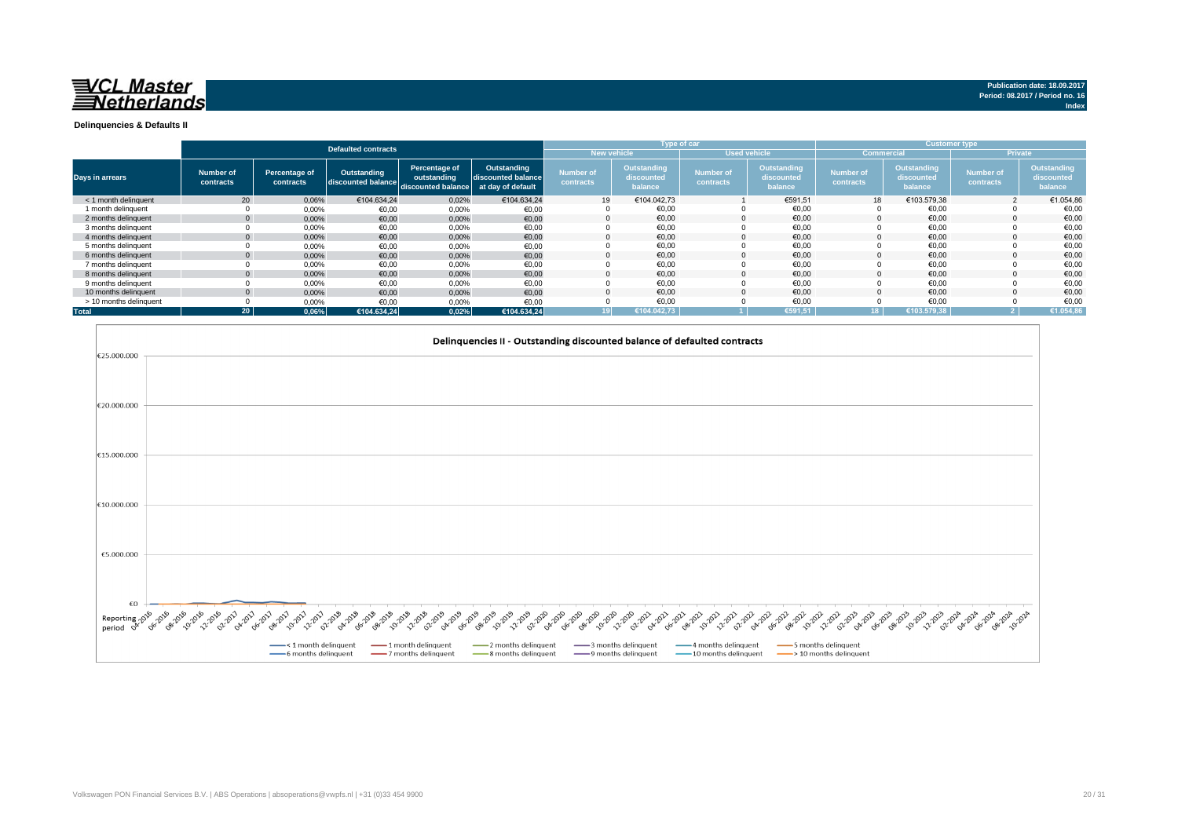**VCL Master Netherlands**

Publication date: 18.09.2017
Period: 08.2017 / Period no. 16
Index

## Delinquencies & Defaults II

| Days in arrears | Defaulted contracts | | | | | Type of car | | | | Customer type | | | |
|---|---|---|---|---|---|---|---|---|---|---|---|---|---|
| | | | | | | New vehicle | | Used vehicle | | Commercial | | Private | |
| | Number of contracts | Percentage of contracts | Outstanding discounted balance | Percentage of outstanding discounted balance | Outstanding discounted balance at day of default | Number of contracts | Outstanding discounted balance | Number of contracts | Outstanding discounted balance | Number of contracts | Outstanding discounted balance | Number of contracts | Outstanding discounted balance |
| < 1 month delinquent | 20 | 0,06% | €104.634,24 | 0,02% | €104.634,24 | 19 | €104.042,73 | 1 | €591,51 | 18 | €103.579,38 | 2 | €1.054,86 |
| 1 month delinquent | 0 | 0,00% | €0,00 | 0,00% | €0,00 | 0 | €0,00 | 0 | €0,00 | 0 | €0,00 | 0 | €0,00 |
| 2 months delinquent | 0 | 0,00% | €0,00 | 0,00% | €0,00 | 0 | €0,00 | 0 | €0,00 | 0 | €0,00 | 0 | €0,00 |
| 3 months delinquent | 0 | 0,00% | €0,00 | 0,00% | €0,00 | 0 | €0,00 | 0 | €0,00 | 0 | €0,00 | 0 | €0,00 |
| 4 months delinquent | 0 | 0,00% | €0,00 | 0,00% | €0,00 | 0 | €0,00 | 0 | €0,00 | 0 | €0,00 | 0 | €0,00 |
| 5 months delinquent | 0 | 0,00% | €0,00 | 0,00% | €0,00 | 0 | €0,00 | 0 | €0,00 | 0 | €0,00 | 0 | €0,00 |
| 6 months delinquent | 0 | 0,00% | €0,00 | 0,00% | €0,00 | 0 | €0,00 | 0 | €0,00 | 0 | €0,00 | 0 | €0,00 |
| 7 months delinquent | 0 | 0,00% | €0,00 | 0,00% | €0,00 | 0 | €0,00 | 0 | €0,00 | 0 | €0,00 | 0 | €0,00 |
| 8 months delinquent | 0 | 0,00% | €0,00 | 0,00% | €0,00 | 0 | €0,00 | 0 | €0,00 | 0 | €0,00 | 0 | €0,00 |
| 9 months delinquent | 0 | 0,00% | €0,00 | 0,00% | €0,00 | 0 | €0,00 | 0 | €0,00 | 0 | €0,00 | 0 | €0,00 |
| 10 months delinquent | 0 | 0,00% | €0,00 | 0,00% | €0,00 | 0 | €0,00 | 0 | €0,00 | 0 | €0,00 | 0 | €0,00 |
| > 10 months delinquent | 0 | 0,00% | €0,00 | 0,00% | €0,00 | 0 | €0,00 | 0 | €0,00 | 0 | €0,00 | 0 | €0,00 |
| **Total** | **20** | **0,06%** | **€104.634,24** | **0,02%** | **€104.634,24** | **19** | **€104.042,73** | **1** | **€591,51** | **18** | **€103.579,38** | **2** | **€1.054,86** |

### Delinquencies II - Outstanding discounted balance of defaulted contracts

€25.000.000, €20.000.000, €15.000.000, €10.000.000, €5.000.000, €0

Reporting period: 04-2016 … 10-2024

Legend: < 1 month delinquent, 1 month delinquent, 2 months delinquent, 3 months delinquent, 4 months delinquent, 5 months delinquent, 6 months delinquent, 7 months delinquent, 8 months delinquent, 9 months delinquent, 10 months delinquent, > 10 months delinquent

Volkswagen PON Financial Services B.V. | ABS Operations | absoperations@vwpfs.nl | +31 (0)33 454 9900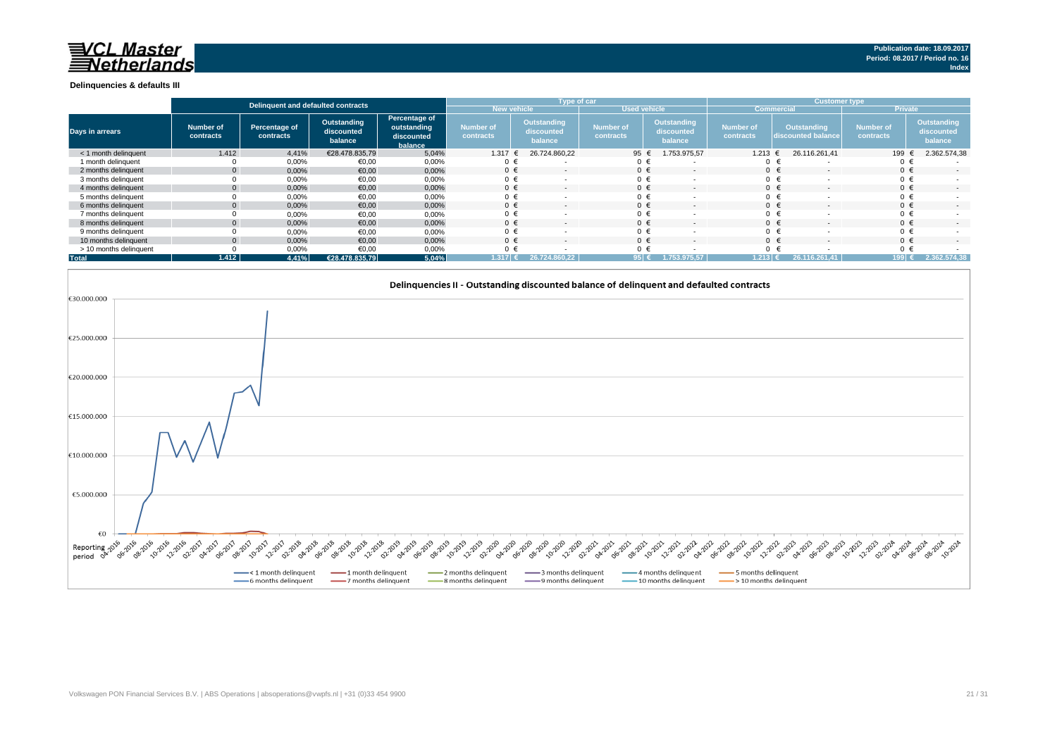**Publication date: 18.09.2017**
**Period: 08.2017 / Period no. 16**
**Index**

## Delinquencies & defaults III

| Days in arrears | Delinquent and defaulted contracts | | | | Type of car | | | | Customer type | | | |
|---|---|---|---|---|---|---|---|---|---|---|---|---|
| | | | | | New vehicle | | Used vehicle | | Commercial | | Private | |
| | Number of contracts | Percentage of contracts | Outstanding discounted balance | Percentage of outstanding discounted balance | Number of contracts | Outstanding discounted balance | Number of contracts | Outstanding discounted balance | Number of contracts | Outstanding discounted balance | Number of contracts | Outstanding discounted balance |
| < 1 month delinquent | 1.412 | 4,41% | €28.478.835,79 | 5,04% | 1.317 | € 26.724.860,22 | 95 | € 1.753.975,57 | 1.213 | € 26.116.261,41 | 199 | € 2.362.574,38 |
| 1 month delinquent | 0 | 0,00% | €0,00 | 0,00% | 0 | € - | 0 | € - | 0 | € - | 0 | € - |
| 2 months delinquent | 0 | 0,00% | €0,00 | 0,00% | 0 | € - | 0 | € - | 0 | € - | 0 | € - |
| 3 months delinquent | 0 | 0,00% | €0,00 | 0,00% | 0 | € - | 0 | € - | 0 | € - | 0 | € - |
| 4 months delinquent | 0 | 0,00% | €0,00 | 0,00% | 0 | € - | 0 | € - | 0 | € - | 0 | € - |
| 5 months delinquent | 0 | 0,00% | €0,00 | 0,00% | 0 | € - | 0 | € - | 0 | € - | 0 | € - |
| 6 months delinquent | 0 | 0,00% | €0,00 | 0,00% | 0 | € - | 0 | € - | 0 | € - | 0 | € - |
| 7 months delinquent | 0 | 0,00% | €0,00 | 0,00% | 0 | € - | 0 | € - | 0 | € - | 0 | € - |
| 8 months delinquent | 0 | 0,00% | €0,00 | 0,00% | 0 | € - | 0 | € - | 0 | € - | 0 | € - |
| 9 months delinquent | 0 | 0,00% | €0,00 | 0,00% | 0 | € - | 0 | € - | 0 | € - | 0 | € - |
| 10 months delinquent | 0 | 0,00% | €0,00 | 0,00% | 0 | € - | 0 | € - | 0 | € - | 0 | € - |
| > 10 months delinquent | 0 | 0,00% | €0,00 | 0,00% | 0 | € - | 0 | € - | 0 | € - | 0 | € - |
| **Total** | **1.412** | **4,41%** | **€28.478.835,79** | **5,04%** | **1.317** | **€ 26.724.860,22** | **95** | **€ 1.753.975,57** | **1.213** | **€ 26.116.261,41** | **199** | **€ 2.362.574,38** |

### Delinquencies II - Outstanding discounted balance of delinquent and defaulted contracts

Legend: < 1 month delinquent; 1 month delinquent; 2 months delinquent; 3 months delinquent; 4 months delinquent; 5 months delinquent; 6 months delinquent; 7 months delinquent; 8 months delinquent; 9 months delinquent; 10 months delinquent; > 10 months delinquent

Y-axis: €0 – €30.000.000; X-axis: Reporting period 04-2016 – 10-2024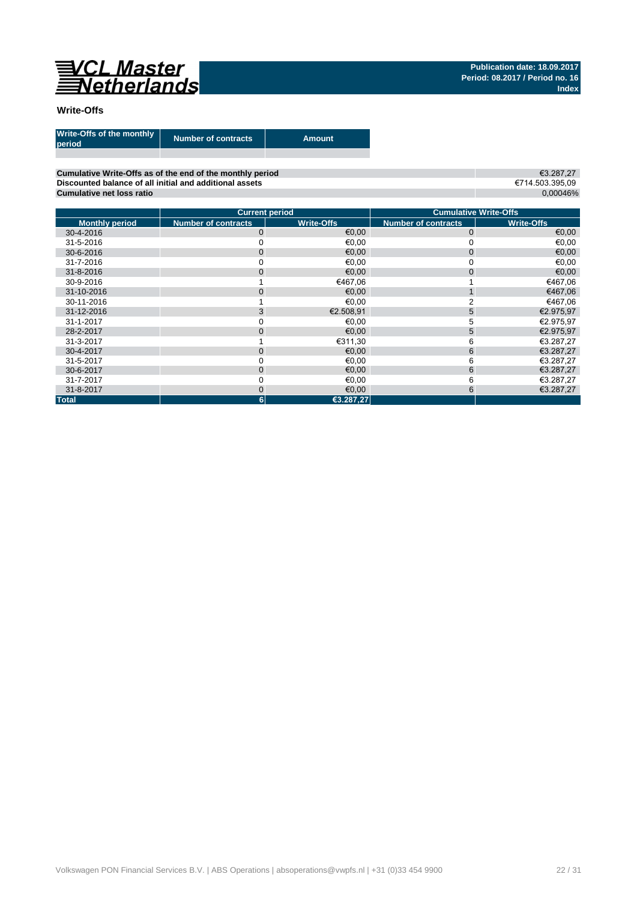VCL Master Netherlands

**Publication date: 18.09.2017**
**Period: 08.2017 / Period no. 16**
**Index**

## Write-Offs

| Write-Offs of the monthly period | Number of contracts | Amount |
|---|---|---|
| | | |

| | |
|---|---|
| **Cumulative Write-Offs as of the end of the monthly period** | €3.287,27 |
| **Discounted balance of all initial and additional assets** | €714.503.395,09 |
| **Cumulative net loss ratio** | 0,00046% |

| | Current period | | Cumulative Write-Offs | |
|---|---|---|---|---|
| **Monthly period** | **Number of contracts** | **Write-Offs** | **Number of contracts** | **Write-Offs** |
| 30-4-2016 | 0 | €0,00 | 0 | €0,00 |
| 31-5-2016 | 0 | €0,00 | 0 | €0,00 |
| 30-6-2016 | 0 | €0,00 | 0 | €0,00 |
| 31-7-2016 | 0 | €0,00 | 0 | €0,00 |
| 31-8-2016 | 0 | €0,00 | 0 | €0,00 |
| 30-9-2016 | 1 | €467,06 | 1 | €467,06 |
| 31-10-2016 | 0 | €0,00 | 1 | €467,06 |
| 30-11-2016 | 1 | €0,00 | 2 | €467,06 |
| 31-12-2016 | 3 | €2.508,91 | 5 | €2.975,97 |
| 31-1-2017 | 0 | €0,00 | 5 | €2.975,97 |
| 28-2-2017 | 0 | €0,00 | 5 | €2.975,97 |
| 31-3-2017 | 1 | €311,30 | 6 | €3.287,27 |
| 30-4-2017 | 0 | €0,00 | 6 | €3.287,27 |
| 31-5-2017 | 0 | €0,00 | 6 | €3.287,27 |
| 30-6-2017 | 0 | €0,00 | 6 | €3.287,27 |
| 31-7-2017 | 0 | €0,00 | 6 | €3.287,27 |
| 31-8-2017 | 0 | €0,00 | 6 | €3.287,27 |
| **Total** | **6** | **€3.287,27** | | |

Volkswagen PON Financial Services B.V. | ABS Operations | absoperations@vwpfs.nl | +31 (0)33 454 9900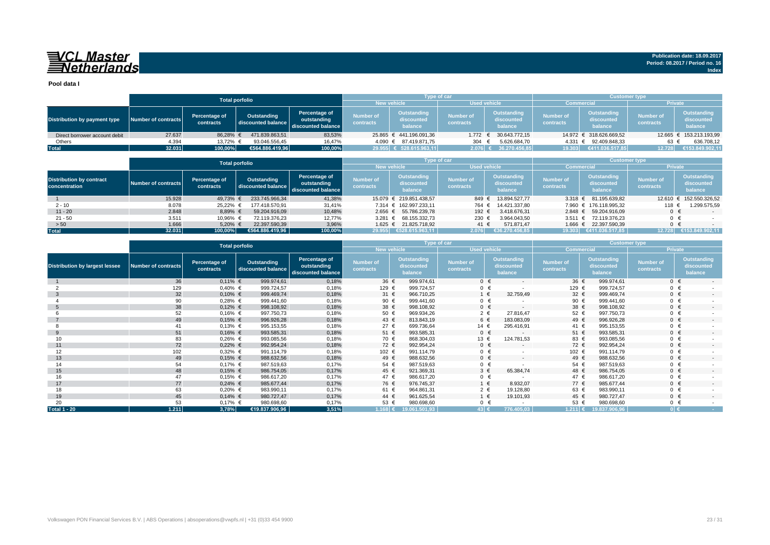**VCL Master Netherlands**

Publication date: 18.09.2017
Period: 08.2017 / Period no. 16
Index

**Pool data I**

| Distribution by payment type | Total porfolio | | | | Type of car | | | | Customer type | | | |
|---|---|---|---|---|---|---|---|---|---|---|---|---|
| | | | | | New vehicle | | Used vehicle | | Commercial | | Private | |
| | Number of contracts | Percentage of contracts | Outstanding discounted balance | Percentage of outstanding discounted balance | Number of contracts | Outstanding discounted balance | Number of contracts | Outstanding discounted balance | Number of contracts | Outstanding discounted balance | Number of contracts | Outstanding discounted balance |
| Direct borrower account debit | 27.637 | 86,28% | € 471.839.863,51 | 83,53% | 25.865 | € 441.196.091,36 | 1.772 | € 30.643.772,15 | 14.972 | € 318.626.669,52 | 12.665 | € 153.213.193,99 |
| Others | 4.394 | 13,72% | € 93.046.556,45 | 16,47% | 4.090 | € 87.419.871,75 | 304 | € 5.626.684,70 | 4.331 | € 92.409.848,33 | 63 | € 636.708,12 |
| **Total** | **32.031** | **100,00%** | **€564.886.419,96** | **100,00%** | **29.955** | **€ 528.615.963,11** | **2.076** | **€ 36.270.456,85** | **19.303** | **€411.036.517,85** | **12.728** | **€153.849.902,11** |

| Distribution by contract concentration | Total porfolio | | | | Type of car | | | | Customer type | | | |
|---|---|---|---|---|---|---|---|---|---|---|---|---|
| | | | | | New vehicle | | Used vehicle | | Commercial | | Private | |
| | Number of contracts | Percentage of contracts | Outstanding discounted balance | Percentage of outstanding discounted balance | Number of contracts | Outstanding discounted balance | Number of contracts | Outstanding discounted balance | Number of contracts | Outstanding discounted balance | Number of contracts | Outstanding discounted balance |
| 1 | 15.928 | 49,73% | € 233.745.966,34 | 41,38% | 15.079 | € 219.851.438,57 | 849 | € 13.894.527,77 | 3.318 | € 81.195.639,82 | 12.610 | € 152.550.326,52 |
| 2 - 10 | 8.078 | 25,22% | € 177.418.570,91 | 31,41% | 7.314 | € 162.997.233,11 | 764 | € 14.421.337,80 | 7.960 | € 176.118.995,32 | 118 | € 1.299.575,59 |
| 11 - 20 | 2.848 | 8,89% | € 59.204.916,09 | 10,48% | 2.656 | € 55.786.239,78 | 192 | € 3.418.676,31 | 2.848 | € 59.204.916,09 | 0 | € - |
| 21 - 50 | 3.511 | 10,96% | € 72.119.376,23 | 12,77% | 3.281 | € 68.155.332,73 | 230 | € 3.964.043,50 | 3.511 | € 72.119.376,23 | 0 | € - |
| > 50 | 1.666 | 5,20% | € 22.397.590,39 | 3,96% | 1.625 | € 21.825.718,92 | 41 | € 571.871,47 | 1.666 | € 22.397.590,39 | 0 | € - |
| **Total** | **32.031** | **100,00%** | **€564.886.419,96** | **100,00%** | **29.955** | **€528.615.963,11** | **2.076** | **€36.270.456,85** | **19.303** | **€411.036.517,85** | **12.728** | **€153.849.902,11** |

| Distribution by largest lessee | Total porfolio | | | | Type of car | | | | Customer type | | | |
|---|---|---|---|---|---|---|---|---|---|---|---|---|
| | | | | | New vehicle | | Used vehicle | | Commercial | | Private | |
| | Number of contracts | Percentage of contracts | Outstanding discounted balance | Percentage of outstanding discounted balance | Number of contracts | Outstanding discounted balance | Number of contracts | Outstanding discounted balance | Number of contracts | Outstanding discounted balance | Number of contracts | Outstanding discounted balance |
| 1 | 36 | 0,11% | € 999.974,61 | 0,18% | 36 | € 999.974,61 | 0 | € - | 36 | € 999.974,61 | 0 | € - |
| 2 | 129 | 0,40% | € 999.724,57 | 0,18% | 129 | € 999.724,57 | 0 | € - | 129 | € 999.724,57 | 0 | € - |
| 3 | 32 | 0,10% | € 999.469,74 | 0,18% | 31 | € 966.710,25 | 1 | € 32.759,49 | 32 | € 999.469,74 | 0 | € - |
| 4 | 90 | 0,28% | € 999.441,60 | 0,18% | 90 | € 999.441,60 | 0 | € - | 90 | € 999.441,60 | 0 | € - |
| 5 | 38 | 0,12% | € 998.108,92 | 0,18% | 38 | € 998.108,92 | 0 | € - | 38 | € 998.108,92 | 0 | € - |
| 6 | 52 | 0,16% | € 997.750,73 | 0,18% | 50 | € 969.934,26 | 2 | € 27.816,47 | 52 | € 997.750,73 | 0 | € - |
| 7 | 49 | 0,15% | € 996.926,28 | 0,18% | 43 | € 813.843,19 | 6 | € 183.083,09 | 49 | € 996.926,28 | 0 | € - |
| 8 | 41 | 0,13% | € 995.153,55 | 0,18% | 27 | € 699.736,64 | 14 | € 295.416,91 | 41 | € 995.153,55 | 0 | € - |
| 9 | 51 | 0,16% | € 993.585,31 | 0,18% | 51 | € 993.585,31 | 0 | € - | 51 | € 993.585,31 | 0 | € - |
| 10 | 83 | 0,26% | € 993.085,56 | 0,18% | 70 | € 868.304,03 | 13 | € 124.781,53 | 83 | € 993.085,56 | 0 | € - |
| 11 | 72 | 0,22% | € 992.954,24 | 0,18% | 72 | € 992.954,24 | 0 | € - | 72 | € 992.954,24 | 0 | € - |
| 12 | 102 | 0,32% | € 991.114,79 | 0,18% | 102 | € 991.114,79 | 0 | € - | 102 | € 991.114,79 | 0 | € - |
| 13 | 49 | 0,15% | € 988.632,56 | 0,18% | 49 | € 988.632,56 | 0 | € - | 49 | € 988.632,56 | 0 | € - |
| 14 | 54 | 0,17% | € 987.519,63 | 0,17% | 54 | € 987.519,63 | 0 | € - | 54 | € 987.519,63 | 0 | € - |
| 15 | 48 | 0,15% | € 986.754,05 | 0,17% | 45 | € 921.369,31 | 3 | € 65.384,74 | 48 | € 986.754,05 | 0 | € - |
| 16 | 47 | 0,15% | € 986.617,20 | 0,17% | 47 | € 986.617,20 | 0 | € - | 47 | € 986.617,20 | 0 | € - |
| 17 | 77 | 0,24% | € 985.677,44 | 0,17% | 76 | € 976.745,37 | 1 | € 8.932,07 | 77 | € 985.677,44 | 0 | € - |
| 18 | 63 | 0,20% | € 983.990,11 | 0,17% | 61 | € 964.861,31 | 2 | € 19.128,80 | 63 | € 983.990,11 | 0 | € - |
| 19 | 45 | 0,14% | € 980.727,47 | 0,17% | 44 | € 961.625,54 | 1 | € 19.101,93 | 45 | € 980.727,47 | 0 | € - |
| 20 | 53 | 0,17% | € 980.698,60 | 0,17% | 53 | € 980.698,60 | 0 | € - | 53 | € 980.698,60 | 0 | € - |
| **Total 1 - 20** | **1.211** | **3,78%** | **€19.837.906,96** | **3,51%** | **1.168** | **€ 19.061.501,93** | **43** | **€ 776.405,03** | **1.211** | **€ 19.837.906,96** | **0** | **€ -** |

Volkswagen PON Financial Services B.V. | ABS Operations | absoperations@vwpfs.nl | +31 (0)33 454 9900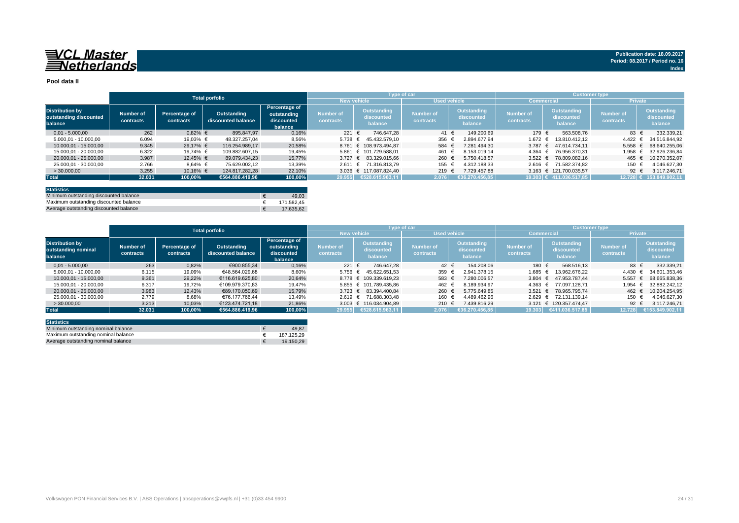**Publication date: 18.09.2017**
**Period: 08.2017 / Period no. 16**
**Index**

## Pool data II

| Distribution by outstanding discounted balance | Total porfolio | | | | Type of car | | | | Customer type | | | |
|---|---|---|---|---|---|---|---|---|---|---|---|---|
| | | | | | New vehicle | | Used vehicle | | Commercial | | Private | |
| | Number of contracts | Percentage of contracts | Outstanding discounted balance | Percentage of outstanding discounted balance | Number of contracts | Outstanding discounted balance | Number of contracts | Outstanding discounted balance | Number of contracts | Outstanding discounted balance | Number of contracts | Outstanding discounted balance |
| 0,01 - 5.000,00 | 262 | 0,82% | € 895.847,97 | 0,16% | 221 | € 746.647,28 | 41 | € 149.200,69 | 179 | € 563.508,76 | 83 | € 332.339,21 |
| 5.000,01 - 10.000,00 | 6.094 | 19,03% | € 48.327.257,04 | 8,56% | 5.738 | € 45.432.579,10 | 356 | € 2.894.677,94 | 1.672 | € 13.810.412,12 | 4.422 | € 34.516.844,92 |
| 10.000,01 - 15.000,00 | 9.345 | 29,17% | € 116.254.989,17 | 20,58% | 8.761 | € 108.973.494,87 | 584 | € 7.281.494,30 | 3.787 | € 47.614.734,11 | 5.558 | € 68.640.255,06 |
| 15.000,01 - 20.000,00 | 6.322 | 19,74% | € 109.882.607,15 | 19,45% | 5.861 | € 101.729.588,01 | 461 | € 8.153.019,14 | 4.364 | € 76.956.370,31 | 1.958 | € 32.926.236,84 |
| 20.000,01 - 25.000,00 | 3.987 | 12,45% | € 89.079.434,23 | 15,77% | 3.727 | € 83.329.015,66 | 260 | € 5.750.418,57 | 3.522 | € 78.809.082,16 | 465 | € 10.270.352,07 |
| 25.000,01 - 30.000,00 | 2.766 | 8,64% | € 75.629.002,12 | 13,39% | 2.611 | € 71.316.813,79 | 155 | € 4.312.188,33 | 2.616 | € 71.582.374,82 | 150 | € 4.046.627,30 |
| > 30.000,00 | 3.255 | 10,16% | € 124.817.282,28 | 22,10% | 3.036 | € 117.087.824,40 | 219 | € 7.729.457,88 | 3.163 | € 121.700.035,57 | 92 | € 3.117.246,71 |
| **Total** | **32.031** | **100,00%** | **€564.886.419,96** | **100,00%** | **29.955** | **€528.615.963,11** | **2.076** | **€36.270.456,85** | **19.303** | **€ 411.036.517,85** | **12.728** | **€ 153.849.902,11** |

| Statistics | |
|---|---|
| Minimum outstanding discounted balance | € 49,03 |
| Maximum outstanding discounted balance | € 171.582,45 |
| Average outstanding discounted balance | € 17.635,62 |

| Distribution by outstanding nominal balance | Total porfolio | | | | Type of car | | | | Customer type | | | |
|---|---|---|---|---|---|---|---|---|---|---|---|---|
| | | | | | New vehicle | | Used vehicle | | Commercial | | Private | |
| | Number of contracts | Percentage of contracts | Outstanding discounted balance | Percentage of outstanding discounted balance | Number of contracts | Outstanding discounted balance | Number of contracts | Outstanding discounted balance | Number of contracts | Outstanding discounted balance | Number of contracts | Outstanding discounted balance |
| 0,01 - 5.000,00 | 263 | 0,82% | €900.855,34 | 0,16% | 221 | € 746.647,28 | 42 | € 154.208,06 | 180 | € 568.516,13 | 83 | € 332.339,21 |
| 5.000,01 - 10.000,00 | 6.115 | 19,09% | €48.564.029,68 | 8,60% | 5.756 | € 45.622.651,53 | 359 | € 2.941.378,15 | 1.685 | € 13.962.676,22 | 4.430 | € 34.601.353,46 |
| 10.000,01 - 15.000,00 | 9.361 | 29,22% | €116.619.625,80 | 20,64% | 8.778 | € 109.339.619,23 | 583 | € 7.280.006,57 | 3.804 | € 47.953.787,44 | 5.557 | € 68.665.838,36 |
| 15.000,01 - 20.000,00 | 6.317 | 19,72% | €109.979.370,83 | 19,47% | 5.855 | € 101.789.435,86 | 462 | € 8.189.934,97 | 4.363 | € 77.097.128,71 | 1.954 | € 32.882.242,12 |
| 20.000,01 - 25.000,00 | 3.983 | 12,43% | €89.170.050,69 | 15,79% | 3.723 | € 83.394.400,84 | 260 | € 5.775.649,85 | 3.521 | € 78.965.795,74 | 462 | € 10.204.254,95 |
| 25.000,01 - 30.000,00 | 2.779 | 8,68% | €76.177.766,44 | 13,49% | 2.619 | € 71.688.303,48 | 160 | € 4.489.462,96 | 2.629 | € 72.131.139,14 | 150 | € 4.046.627,30 |
| > 30.000,00 | 3.213 | 10,03% | €123.474.721,18 | 21,86% | 3.003 | € 116.034.904,89 | 210 | € 7.439.816,29 | 3.121 | € 120.357.474,47 | 92 | € 3.117.246,71 |
| **Total** | **32.031** | **100,00%** | **€564.886.419,96** | **100,00%** | **29.955** | **€528.615.963,11** | **2.076** | **€36.270.456,85** | **19.303** | **€411.036.517,85** | **12.728** | **€153.849.902,11** |

| Statistics | |
|---|---|
| Minimum outstanding nominal balance | € 49,87 |
| Maximum outstanding nominal balance | € 187.125,29 |
| Average outstanding nominal balance | € 19.150,29 |

Volkswagen PON Financial Services B.V. | ABS Operations | absoperations@vwpfs.nl | +31 (0)33 454 9900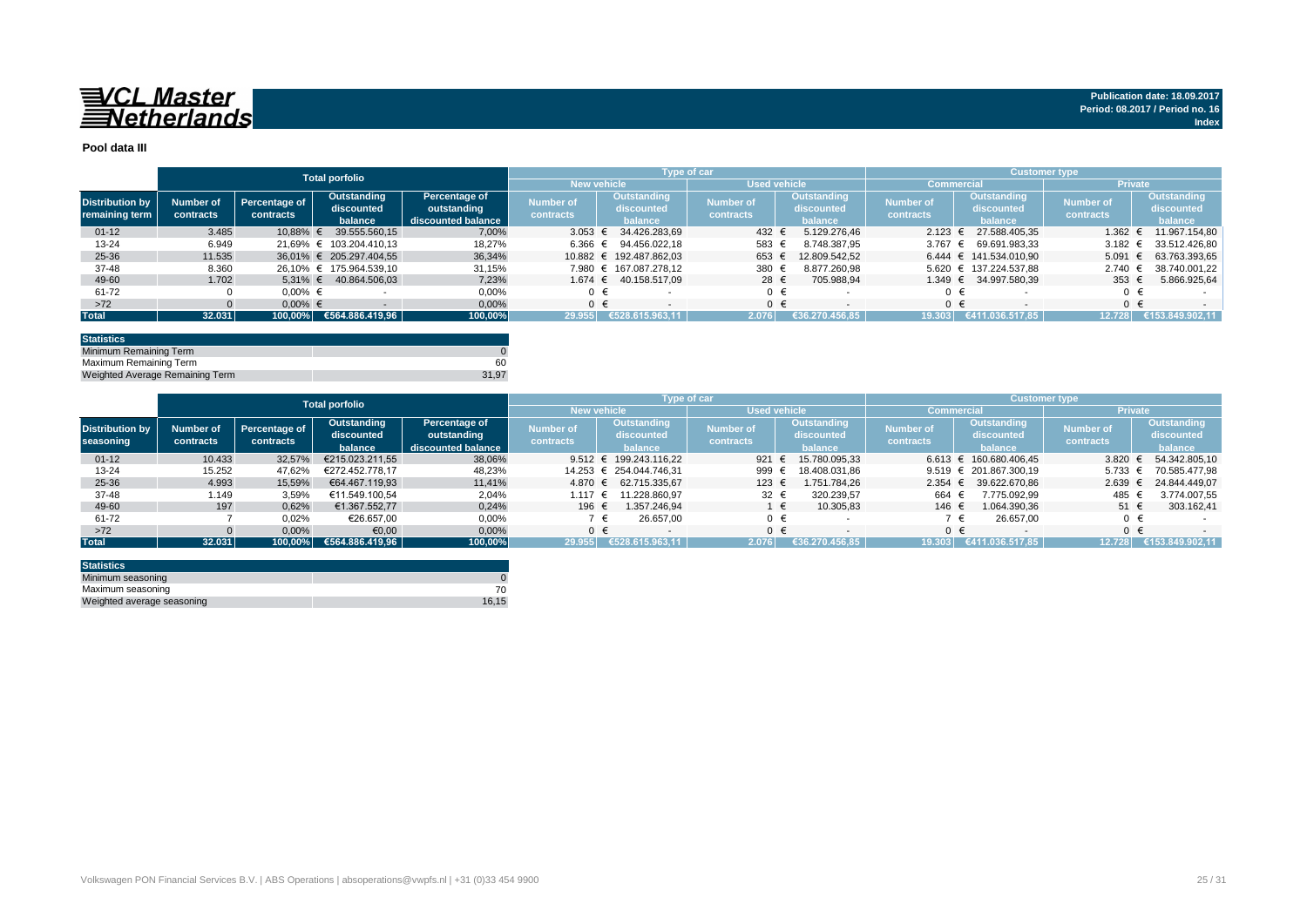**VCL Master Netherlands**

**Publication date: 18.09.2017**
**Period: 08.2017 / Period no. 16**
**Index**

## Pool data III

| Distribution by remaining term | Total porfolio | | | | Type of car | | | | Customer type | | | |
|---|---|---|---|---|---|---|---|---|---|---|---|---|
| | | | | | New vehicle | | Used vehicle | | Commercial | | Private | |
| | Number of contracts | Percentage of contracts | Outstanding discounted balance | Percentage of outstanding discounted balance | Number of contracts | Outstanding discounted balance | Number of contracts | Outstanding discounted balance | Number of contracts | Outstanding discounted balance | Number of contracts | Outstanding discounted balance |
| 01-12 | 3.485 | 10,88% | € 39.555.560,15 | 7,00% | 3.053 | € 34.426.283,69 | 432 | € 5.129.276,46 | 2.123 | € 27.588.405,35 | 1.362 | € 11.967.154,80 |
| 13-24 | 6.949 | 21,69% | € 103.204.410,13 | 18,27% | 6.366 | € 94.456.022,18 | 583 | € 8.748.387,95 | 3.767 | € 69.691.983,33 | 3.182 | € 33.512.426,80 |
| 25-36 | 11.535 | 36,01% | € 205.297.404,55 | 36,34% | 10.882 | € 192.487.862,03 | 653 | € 12.809.542,52 | 6.444 | € 141.534.010,90 | 5.091 | € 63.763.393,65 |
| 37-48 | 8.360 | 26,10% | € 175.964.539,10 | 31,15% | 7.980 | € 167.087.278,12 | 380 | € 8.877.260,98 | 5.620 | € 137.224.537,88 | 2.740 | € 38.740.001,22 |
| 49-60 | 1.702 | 5,31% | € 40.864.506,03 | 7,23% | 1.674 | € 40.158.517,09 | 28 | € 705.988,94 | 1.349 | € 34.997.580,39 | 353 | € 5.866.925,64 |
| 61-72 | 0 | 0,00% | € - | 0,00% | 0 | € - | 0 | € - | 0 | € - | 0 | € - |
| >72 | 0 | 0,00% | € - | 0,00% | 0 | € - | 0 | € - | 0 | € - | 0 | € - |
| **Total** | **32.031** | **100,00%** | **€564.886.419,96** | **100,00%** | **29.955** | **€528.615.963,11** | **2.076** | **€36.270.456,85** | **19.303** | **€411.036.517,85** | **12.728** | **€153.849.902,11** |

| Statistics | |
|---|---|
| Minimum Remaining Term | 0 |
| Maximum Remaining Term | 60 |
| Weighted Average Remaining Term | 31,97 |

| Distribution by seasoning | Total porfolio | | | | Type of car | | | | Customer type | | | |
|---|---|---|---|---|---|---|---|---|---|---|---|---|
| | | | | | New vehicle | | Used vehicle | | Commercial | | Private | |
| | Number of contracts | Percentage of contracts | Outstanding discounted balance | Percentage of outstanding discounted balance | Number of contracts | Outstanding discounted balance | Number of contracts | Outstanding discounted balance | Number of contracts | Outstanding discounted balance | Number of contracts | Outstanding discounted balance |
| 01-12 | 10.433 | 32,57% | €215.023.211,55 | 38,06% | 9.512 | € 199.243.116,22 | 921 | € 15.780.095,33 | 6.613 | € 160.680.406,45 | 3.820 | € 54.342.805,10 |
| 13-24 | 15.252 | 47,62% | €272.452.778,17 | 48,23% | 14.253 | € 254.044.746,31 | 999 | € 18.408.031,86 | 9.519 | € 201.867.300,19 | 5.733 | € 70.585.477,98 |
| 25-36 | 4.993 | 15,59% | €64.467.119,93 | 11,41% | 4.870 | € 62.715.335,67 | 123 | € 1.751.784,26 | 2.354 | € 39.622.670,86 | 2.639 | € 24.844.449,07 |
| 37-48 | 1.149 | 3,59% | €11.549.100,54 | 2,04% | 1.117 | € 11.228.860,97 | 32 | € 320.239,57 | 664 | € 7.775.092,99 | 485 | € 3.774.007,55 |
| 49-60 | 197 | 0,62% | €1.367.552,77 | 0,24% | 196 | € 1.357.246,94 | 1 | € 10.305,83 | 146 | € 1.064.390,36 | 51 | € 303.162,41 |
| 61-72 | 7 | 0,02% | €26.657,00 | 0,00% | 7 | € 26.657,00 | 0 | € - | 7 | € 26.657,00 | 0 | € - |
| >72 | 0 | 0,00% | €0,00 | 0,00% | 0 | € - | 0 | € - | 0 | € - | 0 | € - |
| **Total** | **32.031** | **100,00%** | **€564.886.419,96** | **100,00%** | **29.955** | **€528.615.963,11** | **2.076** | **€36.270.456,85** | **19.303** | **€411.036.517,85** | **12.728** | **€153.849.902,11** |

| Statistics | |
|---|---|
| Minimum seasoning | 0 |
| Maximum seasoning | 70 |
| Weighted average seasoning | 16,15 |

Volkswagen PON Financial Services B.V. | ABS Operations | absoperations@vwpfs.nl | +31 (0)33 454 9900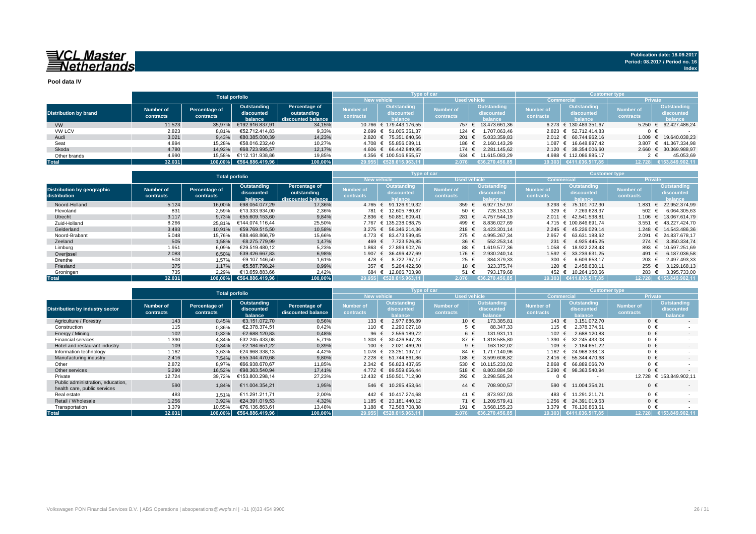**VCL Master Netherlands**

Publication date: 18.09.2017
Period: 08.2017 / Period no. 16
Index

**Pool data IV**

| Distribution by brand | Total porfolio | | | | Type of car | | | | Customer type | | | |
|---|---|---|---|---|---|---|---|---|---|---|---|---|
| | | | | | New vehicle | | Used vehicle | | Commercial | | Private | |
| | Number of contracts | Percentage of contracts | Outstanding discounted balance | Percentage of outstanding discounted balance | Number of contracts | Outstanding discounted balance | Number of contracts | Outstanding discounted balance | Number of contracts | Outstanding discounted balance | Number of contracts | Outstanding discounted balance |
| VW | 11.523 | 35,97% | €192.916.837,91 | 34,15% | 10.766 | € 179.443.176,55 | 757 | € 13.473.661,36 | 6.273 | € 130.489.351,67 | 5.250 | € 62.427.486,24 |
| VW LCV | 2.823 | 8,81% | €52.712.414,83 | 9,33% | 2.699 | € 51.005.351,37 | 124 | € 1.707.063,46 | 2.823 | € 52.712.414,83 | 0 | € - |
| Audi | 3.021 | 9,43% | €80.385.000,39 | 14,23% | 2.820 | € 75.351.640,56 | 201 | € 5.033.359,83 | 2.012 | € 60.744.962,16 | 1.009 | € 19.640.038,23 |
| Seat | 4.894 | 15,28% | €58.016.232,40 | 10,27% | 4.708 | € 55.856.089,11 | 186 | € 2.160.143,29 | 1.087 | € 16.648.897,42 | 3.807 | € 41.367.334,98 |
| Skoda | 4.780 | 14,92% | €68.723.995,57 | 12,17% | 4.606 | € 66.442.849,95 | 174 | € 2.281.145,62 | 2.120 | € 38.354.006,60 | 2.660 | € 30.369.988,97 |
| Other brands | 4.990 | 15,58% | €112.131.938,86 | 19,85% | 4.356 | € 100.516.855,57 | 634 | € 11.615.083,29 | 4.988 | € 112.086.885,17 | 2 | € 45.053,69 |
| **Total** | **32.031** | **100,00%** | **€564.886.419,96** | **100,00%** | **29.955** | **€528.615.963,11** | **2.076** | **€36.270.456,85** | **19.303** | **€411.036.517,85** | **12.728** | **€153.849.902,11** |

| Distribution by geographic distribution | Total porfolio | | | | Type of car | | | | Customer type | | | |
|---|---|---|---|---|---|---|---|---|---|---|---|---|
| | | | | | New vehicle | | Used vehicle | | Commercial | | Private | |
| | Number of contracts | Percentage of contracts | Outstanding discounted balance | Percentage of outstanding discounted balance | Number of contracts | Outstanding discounted balance | Number of contracts | Outstanding discounted balance | Number of contracts | Outstanding discounted balance | Number of contracts | Outstanding discounted balance |
| Noord-Holland | 5.124 | 16,00% | €98.054.077,29 | 17,36% | 4.765 | € 91.126.919,32 | 359 | € 6.927.157,97 | 3.293 | € 75.101.702,30 | 1.831 | € 22.952.374,99 |
| Flevoland | 831 | 2,59% | €13.333.934,00 | 2,36% | 781 | € 12.605.780,87 | 50 | € 728.153,13 | 329 | € 7.269.628,37 | 502 | € 6.064.305,63 |
| Utrecht | 3.117 | 9,73% | €55.609.153,60 | 9,84% | 2.836 | € 50.851.609,41 | 281 | € 4.757.544,19 | 2.011 | € 42.541.538,81 | 1.106 | € 13.067.614,79 |
| Zuid-Holland | 8.266 | 25,81% | €144.074.116,44 | 25,50% | 7.767 | € 135.238.088,75 | 499 | € 8.836.027,69 | 4.715 | € 100.846.691,74 | 3.551 | € 43.227.424,70 |
| Gelderland | 3.493 | 10,91% | €59.769.515,50 | 10,58% | 3.275 | € 56.346.214,36 | 218 | € 3.423.301,14 | 2.245 | € 45.226.029,14 | 1.248 | € 14.543.486,36 |
| Noord-Brabant | 5.048 | 15,76% | €88.468.866,79 | 15,66% | 4.773 | € 83.473.599,45 | 275 | € 4.995.267,34 | 2.957 | € 63.631.188,62 | 2.091 | € 24.837.678,17 |
| Zeeland | 505 | 1,58% | €8.275.779,99 | 1,47% | 469 | € 7.723.526,85 | 36 | € 552.253,14 | 231 | € 4.925.445,25 | 274 | € 3.350.334,74 |
| Limburg | 1.951 | 6,09% | €29.519.480,12 | 5,23% | 1.863 | € 27.899.902,76 | 88 | € 1.619.577,36 | 1.058 | € 18.922.228,43 | 893 | € 10.597.251,69 |
| Overijssel | 2.083 | 6,50% | €39.426.667,83 | 6,98% | 1.907 | € 36.496.427,69 | 176 | € 2.930.240,14 | 1.592 | € 33.239.631,25 | 491 | € 6.187.036,58 |
| Drenthe | 503 | 1,57% | €9.107.146,50 | 1,61% | 478 | € 8.722.767,17 | 25 | € 384.379,33 | 300 | € 6.609.653,17 | 203 | € 2.497.493,33 |
| Friesland | 375 | 1,17% | €5.587.798,24 | 0,99% | 357 | € 5.264.422,50 | 18 | € 323.375,74 | 120 | € 2.458.630,11 | 255 | € 3.129.168,13 |
| Groningen | 735 | 2,29% | €13.659.883,66 | 2,42% | 684 | € 12.866.703,98 | 51 | € 793.179,68 | 452 | € 10.264.150,66 | 283 | € 3.395.733,00 |
| **Total** | **32.031** | **100,00%** | **€564.886.419,96** | **100,00%** | **29.955** | **€528.615.963,11** | **2.076** | **€36.270.456,85** | **19.303** | **€411.036.517,85** | **12.728** | **€153.849.902,11** |

| Distribution by industry sector | Total porfolio | | | | Type of car | | | | Customer type | | | |
|---|---|---|---|---|---|---|---|---|---|---|---|---|
| | | | | | New vehicle | | Used vehicle | | Commercial | | Private | |
| | Number of contracts | Percentage of contracts | Outstanding discounted balance | Percentage of discounted balance | Number of contracts | Outstanding discounted balance | Number of contracts | Outstanding discounted balance | Number of contracts | Outstanding discounted balance | Number of contracts | Outstanding discounted balance |
| Agriculture / Forestry | 143 | 0,45% | €3.151.072,70 | 0,56% | 133 | € 2.977.686,89 | 10 | € 173.385,81 | 143 | € 3.151.072,70 | 0 | € - |
| Construction | 115 | 0,36% | €2.378.374,51 | 0,42% | 110 | € 2.290.027,18 | 5 | € 88.347,33 | 115 | € 2.378.374,51 | 0 | € - |
| Energy / Mining | 102 | 0,32% | €2.688.120,83 | 0,48% | 96 | € 2.556.189,72 | 6 | € 131.931,11 | 102 | € 2.688.120,83 | 0 | € - |
| Financial services | 1.390 | 4,34% | €32.245.433,08 | 5,71% | 1.303 | € 30.426.847,28 | 87 | € 1.818.585,80 | 1.390 | € 32.245.433,08 | 0 | € - |
| Hotel and restaurant industry | 109 | 0,34% | €2.184.651,22 | 0,39% | 100 | € 2.021.469,20 | 9 | € 163.182,02 | 109 | € 2.184.651,22 | 0 | € - |
| Information technology | 1.162 | 3,63% | €24.968.338,13 | 4,42% | 1.078 | € 23.251.197,17 | 84 | € 1.717.140,96 | 1.162 | € 24.968.338,13 | 0 | € - |
| Manufacturing industry | 2.416 | 7,54% | €55.344.470,68 | 9,80% | 2.228 | € 51.744.861,86 | 188 | € 3.599.608,82 | 2.416 | € 55.344.470,68 | 0 | € - |
| Other | 2.872 | 8,97% | €66.938.670,67 | 11,85% | 2.342 | € 56.823.437,65 | 530 | € 10.115.233,02 | 2.868 | € 66.889.066,70 | 0 | € - |
| Other services | 5.290 | 16,52% | €98.363.540,94 | 17,41% | 4.772 | € 89.559.656,44 | 518 | € 8.803.884,50 | 5.290 | € 98.363.540,94 | 0 | € - |
| Private | 12.724 | 39,72% | €153.800.298,14 | 27,23% | 12.432 | € 150.501.712,90 | 292 | € 3.298.585,24 | 0 | € - | 12.728 | € 153.849.902,11 |
| Public administration, education, health care, public services | 590 | 1,84% | €11.004.354,21 | 1,95% | 546 | € 10.295.453,64 | 44 | € 708.900,57 | 590 | € 11.004.354,21 | 0 | € - |
| Real estate | 483 | 1,51% | €11.291.211,71 | 2,00% | 442 | € 10.417.274,68 | 41 | € 873.937,03 | 483 | € 11.291.211,71 | 0 | € - |
| Retail / Wholesale | 1.256 | 3,92% | €24.391.019,53 | 4,32% | 1.185 | € 23.181.440,12 | 71 | € 1.209.579,41 | 1.256 | € 24.391.019,53 | 0 | € - |
| Transportation | 3.379 | 10,55% | €76.136.863,61 | 13,48% | 3.188 | € 72.568.708,38 | 191 | € 3.568.155,23 | 3.379 | € 76.136.863,61 | 0 | € - |
| **Total** | **32.031** | **100,00%** | **€564.886.419,96** | **100,00%** | **29.955** | **€528.615.963,11** | **2.076** | **€36.270.456,85** | **19.303** | **€411.036.517,85** | **12.728** | **€153.849.902,11** |

Volkswagen PON Financial Services B.V. | ABS Operations | absoperations@vwpfs.nl | +31 (0)33 454 9900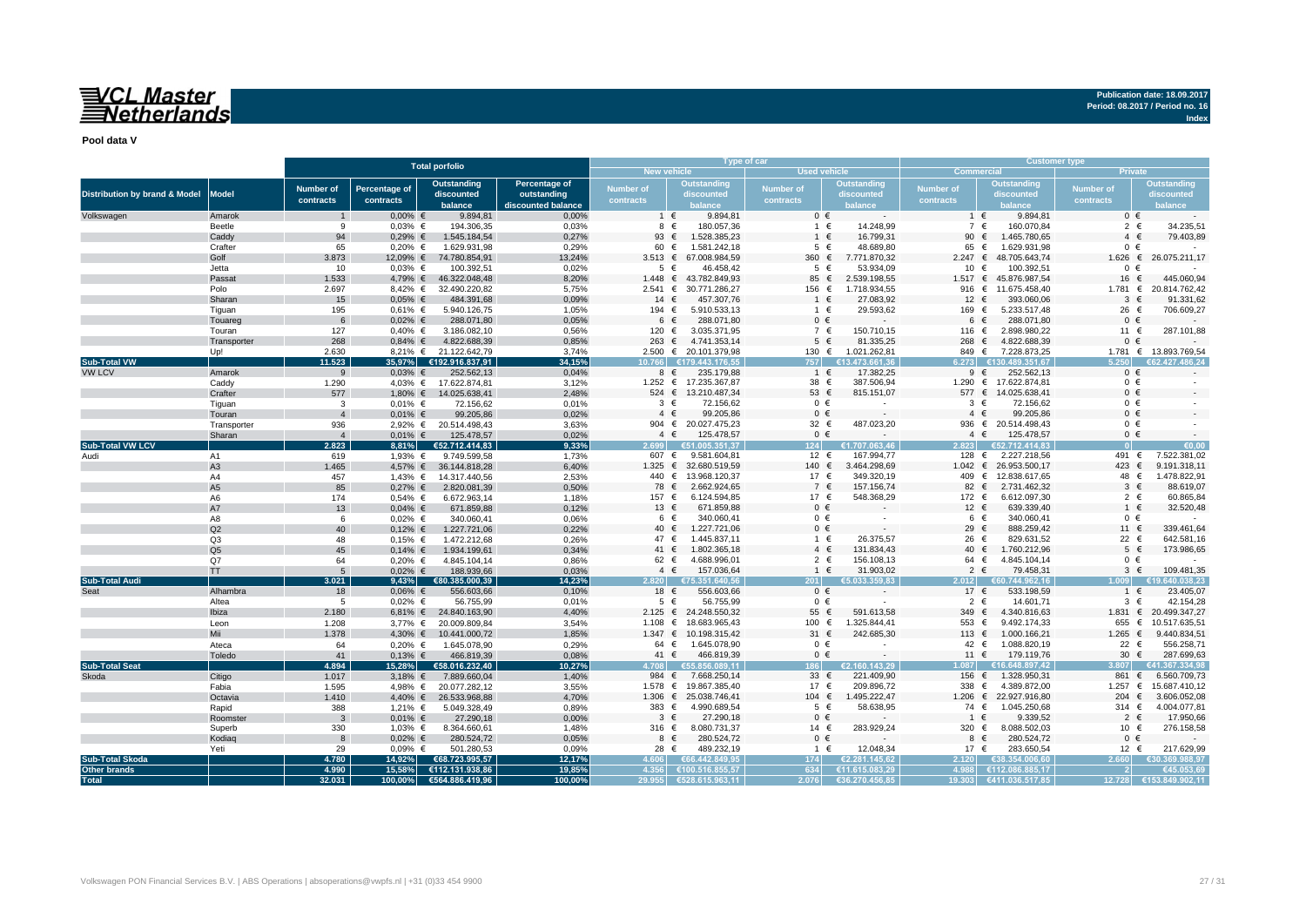**VCL Master Netherlands**

**Publication date: 18.09.2017**
**Period: 08.2017 / Period no. 16**
**Index**

**Pool data V**

| Distribution by brand & Model | Model | Total porfolio | | | | Type of car | | | | Customer type | | | |
|---|---|---|---|---|---|---|---|---|---|---|---|---|---|
| | | | | | | New vehicle | | Used vehicle | | Commercial | | Private | |
| | | Number of contracts | Percentage of contracts | Outstanding discounted balance | Percentage of outstanding discounted balance | Number of contracts | Outstanding discounted balance | Number of contracts | Outstanding discounted balance | Number of contracts | Outstanding discounted balance | Number of contracts | Outstanding discounted balance |
| Volkswagen | Amarok | 1 | 0,00% | € 9.894,81 | 0,00% | 1 | € 9.894,81 | 0 | € - | 1 | € 9.894,81 | 0 | € - |
| | Beetle | 9 | 0,03% | € 194.306,35 | 0,03% | 8 | € 180.057,36 | 1 | € 14.248,99 | 7 | € 160.070,84 | 2 | € 34.235,51 |
| | Caddy | 94 | 0,29% | € 1.545.184,54 | 0,27% | 93 | € 1.528.385,23 | 1 | € 16.799,31 | 90 | € 1.465.780,65 | 4 | € 79.403,89 |
| | Crafter | 65 | 0,20% | € 1.629.931,98 | 0,29% | 60 | € 1.581.242,18 | 5 | € 48.689,80 | 65 | € 1.629.931,98 | 0 | € - |
| | Golf | 3.873 | 12,09% | € 74.780.854,91 | 13,24% | 3.513 | € 67.008.984,59 | 360 | € 7.771.870,32 | 2.247 | € 48.705.643,74 | 1.626 | € 26.075.211,17 |
| | Jetta | 10 | 0,03% | € 100.392,51 | 0,02% | 5 | € 46.458,42 | 5 | € 53.934,09 | 10 | € 100.392,51 | 0 | € - |
| | Passat | 1.533 | 4,79% | € 46.322.048,48 | 8,20% | 1.448 | € 43.782.849,93 | 85 | € 2.539.198,55 | 1.517 | € 45.876.987,54 | 16 | € 445.060,94 |
| | Polo | 2.697 | 8,42% | € 32.490.220,82 | 5,75% | 2.541 | € 30.771.286,27 | 156 | € 1.718.934,55 | 916 | € 11.675.458,40 | 1.781 | € 20.814.762,42 |
| | Sharan | 15 | 0,05% | € 484.391,68 | 0,09% | 14 | € 457.307,76 | 1 | € 27.083,92 | 12 | € 393.060,06 | 3 | € 91.331,62 |
| | Tiguan | 195 | 0,61% | € 5.940.126,75 | 1,05% | 194 | € 5.910.533,13 | 1 | € 29.593,62 | 169 | € 5.233.517,48 | 26 | € 706.609,27 |
| | Touareg | 6 | 0,02% | € 288.071,80 | 0,05% | 6 | € 288.071,80 | 0 | € - | 6 | € 288.071,80 | 0 | € - |
| | Touran | 127 | 0,40% | € 3.186.082,10 | 0,56% | 120 | € 3.035.371,95 | 7 | € 150.710,15 | 116 | € 2.898.980,22 | 11 | € 287.101,88 |
| | Transporter | 268 | 0,84% | € 4.822.688,39 | 0,85% | 263 | € 4.741.353,14 | 5 | € 81.335,25 | 268 | € 4.822.688,39 | 0 | € - |
| | Up! | 2.630 | 8,21% | € 21.122.642,79 | 3,74% | 2.500 | € 20.101.379,98 | 130 | € 1.021.262,81 | 849 | € 7.228.873,25 | 1.781 | € 13.893.769,54 |
| **Sub-Total VW** | | **11.523** | **35,97%** | **€192.916.837,91** | **34,15%** | **10.766** | **€179.443.176,55** | **757** | **€13.473.661,36** | **6.273** | **€130.489.351,67** | **5.250** | **€62.427.486,24** |
| VW LCV | Amarok | 9 | 0,03% | € 252.562,13 | 0,04% | 8 | € 235.179,88 | 1 | € 17.382,25 | 9 | € 252.562,13 | 0 | € - |
| | Caddy | 1.290 | 4,03% | € 17.622.874,81 | 3,12% | 1.252 | € 17.235.367,87 | 38 | € 387.506,94 | 1.290 | € 17.622.874,81 | 0 | € - |
| | Crafter | 577 | 1,80% | € 14.025.638,41 | 2,48% | 524 | € 13.210.487,34 | 53 | € 815.151,07 | 577 | € 14.025.638,41 | 0 | € - |
| | Tiguan | 3 | 0,01% | € 72.156,62 | 0,01% | 3 | € 72.156,62 | 0 | € - | 3 | € 72.156,62 | 0 | € - |
| | Touran | 4 | 0,01% | € 99.205,86 | 0,02% | 4 | € 99.205,86 | 0 | € - | 4 | € 99.205,86 | 0 | € - |
| | Transporter | 936 | 2,92% | € 20.514.498,43 | 3,63% | 904 | € 20.027.475,23 | 32 | € 487.023,20 | 936 | € 20.514.498,43 | 0 | € - |
| | Sharan | 4 | 0,01% | € 125.478,57 | 0,02% | 4 | € 125.478,57 | 0 | € - | 4 | € 125.478,57 | 0 | € - |
| **Sub-Total VW LCV** | | **2.823** | **8,81%** | **€52.712.414,83** | **9,33%** | **2.699** | **€51.005.351,37** | **124** | **€1.707.063,46** | **2.823** | **€52.712.414,83** | **0** | **€0,00** |
| Audi | A1 | 619 | 1,93% | € 9.749.599,58 | 1,73% | 607 | € 9.581.604,81 | 12 | € 167.994,77 | 128 | € 2.227.218,56 | 491 | € 7.522.381,02 |
| | A3 | 1.465 | 4,57% | € 36.144.818,28 | 6,40% | 1.325 | € 32.680.519,59 | 140 | € 3.464.298,69 | 1.042 | € 26.953.500,17 | 423 | € 9.191.318,11 |
| | A4 | 457 | 1,43% | € 14.317.440,56 | 2,53% | 440 | € 13.968.120,37 | 17 | € 349.320,19 | 409 | € 12.838.617,65 | 48 | € 1.478.822,91 |
| | A5 | 85 | 0,27% | € 2.820.081,39 | 0,50% | 78 | € 2.662.924,65 | 7 | € 157.156,74 | 82 | € 2.731.462,32 | 3 | € 88.619,07 |
| | A6 | 174 | 0,54% | € 6.672.963,14 | 1,18% | 157 | € 6.124.594,85 | 17 | € 548.368,29 | 172 | € 6.612.097,30 | 2 | € 60.865,84 |
| | A7 | 13 | 0,04% | € 671.859,88 | 0,12% | 13 | € 671.859,88 | 0 | € - | 12 | € 639.339,40 | 1 | € 32.520,48 |
| | A8 | 6 | 0,02% | € 340.060,41 | 0,06% | 6 | € 340.060,41 | 0 | € - | 6 | € 340.060,41 | 0 | € - |
| | Q2 | 40 | 0,12% | € 1.227.721,06 | 0,22% | 40 | € 1.227.721,06 | 0 | € - | 29 | € 888.259,42 | 11 | € 339.461,64 |
| | Q3 | 48 | 0,15% | € 1.472.212,68 | 0,26% | 47 | € 1.445.837,11 | 1 | € 26.375,57 | 26 | € 829.631,52 | 22 | € 642.581,16 |
| | Q5 | 45 | 0,14% | € 1.934.199,61 | 0,34% | 41 | € 1.802.365,18 | 4 | € 131.834,43 | 40 | € 1.760.212,96 | 5 | € 173.986,65 |
| | Q7 | 64 | 0,20% | € 4.845.104,14 | 0,86% | 62 | € 4.688.996,01 | 2 | € 156.108,13 | 64 | € 4.845.104,14 | 0 | € - |
| | TT | 5 | 0,02% | € 188.939,66 | 0,03% | 4 | € 157.036,64 | 1 | € 31.903,02 | 2 | € 79.458,31 | 3 | € 109.481,35 |
| **Sub-Total Audi** | | **3.021** | **9,43%** | **€80.385.000,39** | **14,23%** | **2.820** | **€75.351.640,56** | **201** | **€5.033.359,83** | **2.012** | **€60.744.962,16** | **1.009** | **€19.640.038,23** |
| Seat | Alhambra | 18 | 0,06% | € 556.603,66 | 0,10% | 18 | € 556.603,66 | 0 | € - | 17 | € 533.198,59 | 1 | € 23.405,07 |
| | Altea | 5 | 0,02% | € 56.755,99 | 0,01% | 5 | € 56.755,99 | 0 | € - | 2 | € 14.601,71 | 3 | € 42.154,28 |
| | Ibiza | 2.180 | 6,81% | € 24.840.163,90 | 4,40% | 2.125 | € 24.248.550,32 | 55 | € 591.613,58 | 349 | € 4.340.816,63 | 1.831 | € 20.499.347,27 |
| | Leon | 1.208 | 3,77% | € 20.009.809,84 | 3,54% | 1.108 | € 18.683.965,43 | 100 | € 1.325.844,41 | 553 | € 9.492.174,33 | 655 | € 10.517.635,51 |
| | Mii | 1.378 | 4,30% | € 10.441.000,72 | 1,85% | 1.347 | € 10.198.315,42 | 31 | € 242.685,30 | 113 | € 1.000.166,21 | 1.265 | € 9.440.834,51 |
| | Ateca | 64 | 0,20% | € 1.645.078,90 | 0,29% | 64 | € 1.645.078,90 | 0 | € - | 42 | € 1.088.820,19 | 22 | € 556.258,71 |
| | Toledo | 41 | 0,13% | € 466.819,39 | 0,08% | 41 | € 466.819,39 | 0 | € - | 11 | € 179.119,76 | 30 | € 287.699,63 |
| **Sub-Total Seat** | | **4.894** | **15,28%** | **€58.016.232,40** | **10,27%** | **4.708** | **€55.856.089,11** | **186** | **€2.160.143,29** | **1.087** | **€16.648.897,42** | **3.807** | **€41.367.334,98** |
| Skoda | Citigo | 1.017 | 3,18% | € 7.889.660,04 | 1,40% | 984 | € 7.668.250,14 | 33 | € 221.409,90 | 156 | € 1.328.950,31 | 861 | € 6.560.709,73 |
| | Fabia | 1.595 | 4,98% | € 20.077.282,12 | 3,55% | 1.578 | € 19.867.385,40 | 17 | € 209.896,72 | 338 | € 4.389.872,00 | 1.257 | € 15.687.410,12 |
| | Octavia | 1.410 | 4,40% | € 26.533.968,88 | 4,70% | 1.306 | € 25.038.746,41 | 104 | € 1.495.222,47 | 1.206 | € 22.927.916,80 | 204 | € 3.606.052,08 |
| | Rapid | 388 | 1,21% | € 5.049.328,49 | 0,89% | 383 | € 4.990.689,54 | 5 | € 58.638,95 | 74 | € 1.045.250,68 | 314 | € 4.004.077,81 |
| | Roomster | 3 | 0,01% | € 27.290,18 | 0,00% | 3 | € 27.290,18 | 0 | € - | 1 | € 9.339,52 | 2 | € 17.950,66 |
| | Superb | 330 | 1,03% | € 8.364.660,61 | 1,48% | 316 | € 8.080.731,37 | 14 | € 283.929,24 | 320 | € 8.088.502,03 | 10 | € 276.158,58 |
| | Kodiaq | 8 | 0,02% | € 280.524,72 | 0,05% | 8 | € 280.524,72 | 0 | € - | 8 | € 280.524,72 | 0 | € - |
| | Yeti | 29 | 0,09% | € 501.280,53 | 0,09% | 28 | € 489.232,19 | 1 | € 12.048,34 | 17 | € 283.650,54 | 12 | € 217.629,99 |
| **Sub-Total Skoda** | | **4.780** | **14,92%** | **€68.723.995,57** | **12,17%** | **4.606** | **€66.442.849,95** | **174** | **€2.281.145,62** | **2.120** | **€38.354.006,60** | **2.660** | **€30.369.988,97** |
| **Other brands** | | **4.990** | **15,58%** | **€112.131.938,86** | **19,85%** | **4.356** | **€100.516.855,57** | **634** | **€11.615.083,29** | **4.988** | **€112.086.885,17** | **2** | **€45.053,69** |
| **Total** | | **32.031** | **100,00%** | **€564.886.419,96** | **100,00%** | **29.955** | **€528.615.963,11** | **2.076** | **€36.270.456,85** | **19.303** | **€411.036.517,85** | **12.728** | **€153.849.902,11** |

Volkswagen PON Financial Services B.V. | ABS Operations | absoperations@vwpfs.nl | +31 (0)33 454 9900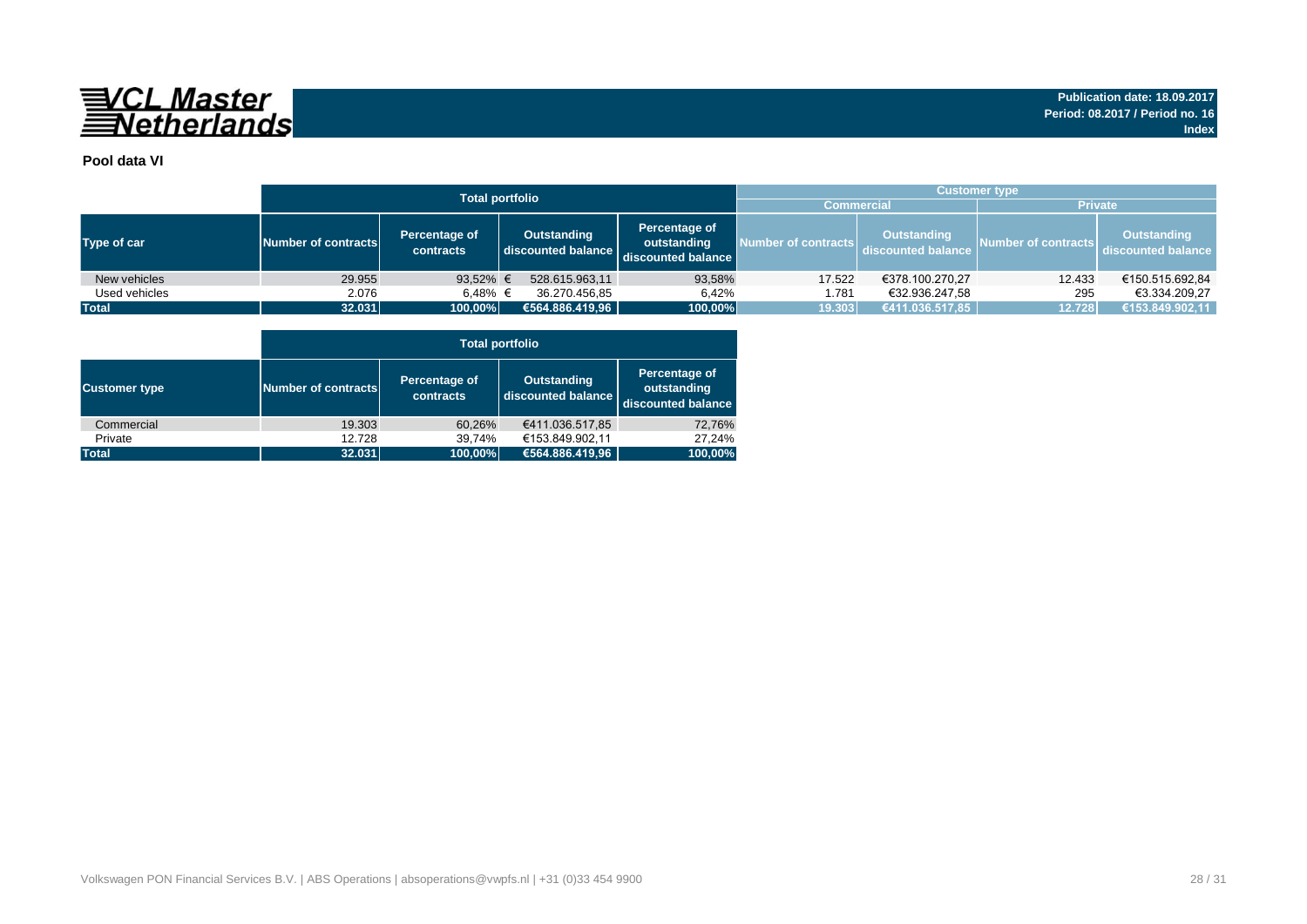VCL Master Netherlands

Publication date: 18.09.2017
Period: 08.2017 / Period no. 16
Index

**Pool data VI**

| | Total portfolio | | | | Customer type | | | |
|---|---|---|---|---|---|---|---|---|
| | | | | | Commercial | | Private | |
| Type of car | Number of contracts | Percentage of contracts | Outstanding discounted balance | Percentage of outstanding discounted balance | Number of contracts | Outstanding discounted balance | Number of contracts | Outstanding discounted balance |
| New vehicles | 29.955 | 93,52% | € 528.615.963,11 | 93,58% | 17.522 | €378.100.270,27 | 12.433 | €150.515.692,84 |
| Used vehicles | 2.076 | 6,48% | € 36.270.456,85 | 6,42% | 1.781 | €32.936.247,58 | 295 | €3.334.209,27 |
| **Total** | **32.031** | **100,00%** | **€564.886.419,96** | **100,00%** | **19.303** | **€411.036.517,85** | **12.728** | **€153.849.902,11** |

| | Total portfolio | | | |
|---|---|---|---|---|
| Customer type | Number of contracts | Percentage of contracts | Outstanding discounted balance | Percentage of outstanding discounted balance |
| Commercial | 19.303 | 60,26% | €411.036.517,85 | 72,76% |
| Private | 12.728 | 39,74% | €153.849.902,11 | 27,24% |
| **Total** | **32.031** | **100,00%** | **€564.886.419,96** | **100,00%** |

Volkswagen PON Financial Services B.V. | ABS Operations | absoperations@vwpfs.nl | +31 (0)33 454 9900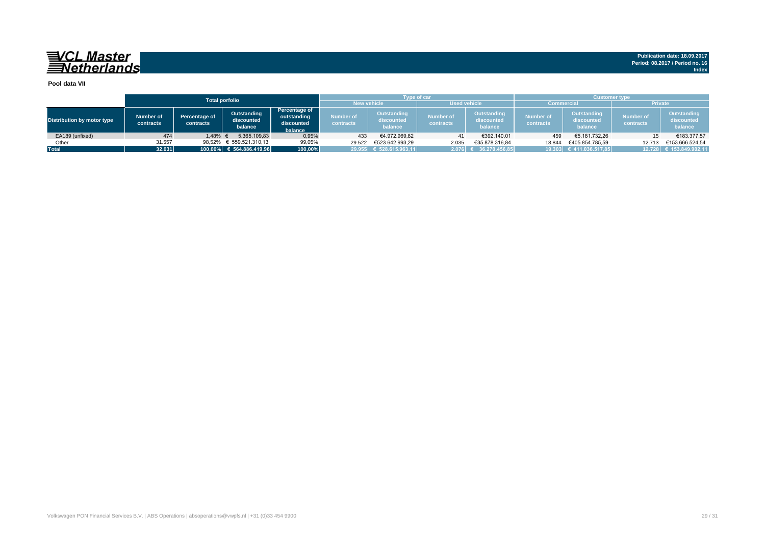**VCL Master Netherlands**

Publication date: 18.09.2017
Period: 08.2017 / Period no. 16
Index

## Pool data VII

| Distribution by motor type | Total porfolio | | | | Type of car | | | | Customer type | | | |
|---|---|---|---|---|---|---|---|---|---|---|---|---|
| | | | | | New vehicle | | Used vehicle | | Commercial | | Private | |
| | Number of contracts | Percentage of contracts | Outstanding discounted balance | Percentage of outstanding discounted balance | Number of contracts | Outstanding discounted balance | Number of contracts | Outstanding discounted balance | Number of contracts | Outstanding discounted balance | Number of contracts | Outstanding discounted balance |
| EA189 (unfixed) | 474 | 1,48% | € 5.365.109,83 | 0,95% | 433 | €4.972.969,82 | 41 | €392.140,01 | 459 | €5.181.732,26 | 15 | €183.377,57 |
| Other | 31.557 | 98,52% | € 559.521.310,13 | 99,05% | 29.522 | €523.642.993,29 | 2.035 | €35.878.316,84 | 18.844 | €405.854.785,59 | 12.713 | €153.666.524,54 |
| **Total** | **32.031** | **100,00%** | **€ 564.886.419,96** | **100,00%** | **29.955** | **€ 528.615.963,11** | **2.076** | **€ 36.270.456,85** | **19.303** | **€ 411.036.517,85** | **12.728** | **€ 153.849.902,11** |

Volkswagen PON Financial Services B.V. | ABS Operations | absoperations@vwpfs.nl | +31 (0)33 454 9900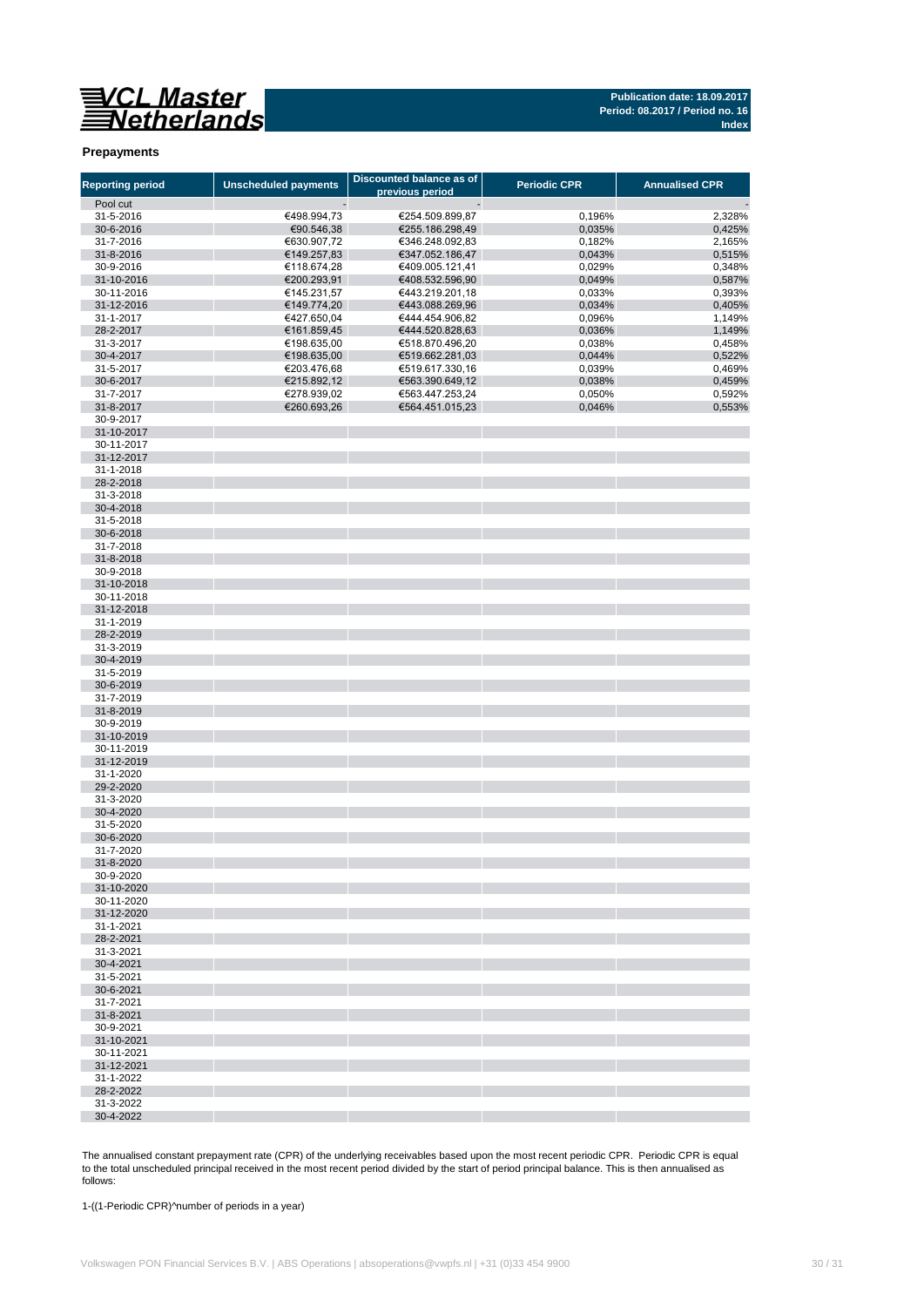**Publication date: 18.09.2017**
**Period: 08.2017 / Period no. 16**
**Index**

## Prepayments

| Reporting period | Unscheduled payments | Discounted balance as of previous period | Periodic CPR | Annualised CPR |
|---|---|---|---|---|
| Pool cut | - | - | | - |
| 31-5-2016 | €498.994,73 | €254.509.899,87 | 0,196% | 2,328% |
| 30-6-2016 | €90.546,38 | €255.186.298,49 | 0,035% | 0,425% |
| 31-7-2016 | €630.907,72 | €346.248.092,83 | 0,182% | 2,165% |
| 31-8-2016 | €149.257,83 | €347.052.186,47 | 0,043% | 0,515% |
| 30-9-2016 | €118.674,28 | €409.005.121,41 | 0,029% | 0,348% |
| 31-10-2016 | €200.293,91 | €408.532.596,90 | 0,049% | 0,587% |
| 30-11-2016 | €145.231,57 | €443.219.201,18 | 0,033% | 0,393% |
| 31-12-2016 | €149.774,20 | €443.088.269,96 | 0,034% | 0,405% |
| 31-1-2017 | €427.650,04 | €444.454.906,82 | 0,096% | 1,149% |
| 28-2-2017 | €161.859,45 | €444.520.828,63 | 0,036% | 1,149% |
| 31-3-2017 | €198.635,00 | €518.870.496,20 | 0,038% | 0,458% |
| 30-4-2017 | €198.635,00 | €519.662.281,03 | 0,044% | 0,522% |
| 31-5-2017 | €203.476,68 | €519.617.330,16 | 0,039% | 0,469% |
| 30-6-2017 | €215.892,12 | €563.390.649,12 | 0,038% | 0,459% |
| 31-7-2017 | €278.939,02 | €563.447.253,24 | 0,050% | 0,592% |
| 31-8-2017 | €260.693,26 | €564.451.015,23 | 0,046% | 0,553% |
| 30-9-2017 | | | | |
| 31-10-2017 | | | | |
| 30-11-2017 | | | | |
| 31-12-2017 | | | | |
| 31-1-2018 | | | | |
| 28-2-2018 | | | | |
| 31-3-2018 | | | | |
| 30-4-2018 | | | | |
| 31-5-2018 | | | | |
| 30-6-2018 | | | | |
| 31-7-2018 | | | | |
| 31-8-2018 | | | | |
| 30-9-2018 | | | | |
| 31-10-2018 | | | | |
| 30-11-2018 | | | | |
| 31-12-2018 | | | | |
| 31-1-2019 | | | | |
| 28-2-2019 | | | | |
| 31-3-2019 | | | | |
| 30-4-2019 | | | | |
| 31-5-2019 | | | | |
| 30-6-2019 | | | | |
| 31-7-2019 | | | | |
| 31-8-2019 | | | | |
| 30-9-2019 | | | | |
| 31-10-2019 | | | | |
| 30-11-2019 | | | | |
| 31-12-2019 | | | | |
| 31-1-2020 | | | | |
| 29-2-2020 | | | | |
| 31-3-2020 | | | | |
| 30-4-2020 | | | | |
| 31-5-2020 | | | | |
| 30-6-2020 | | | | |
| 31-7-2020 | | | | |
| 31-8-2020 | | | | |
| 30-9-2020 | | | | |
| 31-10-2020 | | | | |
| 30-11-2020 | | | | |
| 31-12-2020 | | | | |
| 31-1-2021 | | | | |
| 28-2-2021 | | | | |
| 31-3-2021 | | | | |
| 30-4-2021 | | | | |
| 31-5-2021 | | | | |
| 30-6-2021 | | | | |
| 31-7-2021 | | | | |
| 31-8-2021 | | | | |
| 30-9-2021 | | | | |
| 31-10-2021 | | | | |
| 30-11-2021 | | | | |
| 31-12-2021 | | | | |
| 31-1-2022 | | | | |
| 28-2-2022 | | | | |
| 31-3-2022 | | | | |
| 30-4-2022 | | | | |

The annualised constant prepayment rate (CPR) of the underlying receivables based upon the most recent periodic CPR. Periodic CPR is equal to the total unscheduled principal received in the most recent period divided by the start of period principal balance. This is then annualised as follows:

1-((1-Periodic CPR)^number of periods in a year)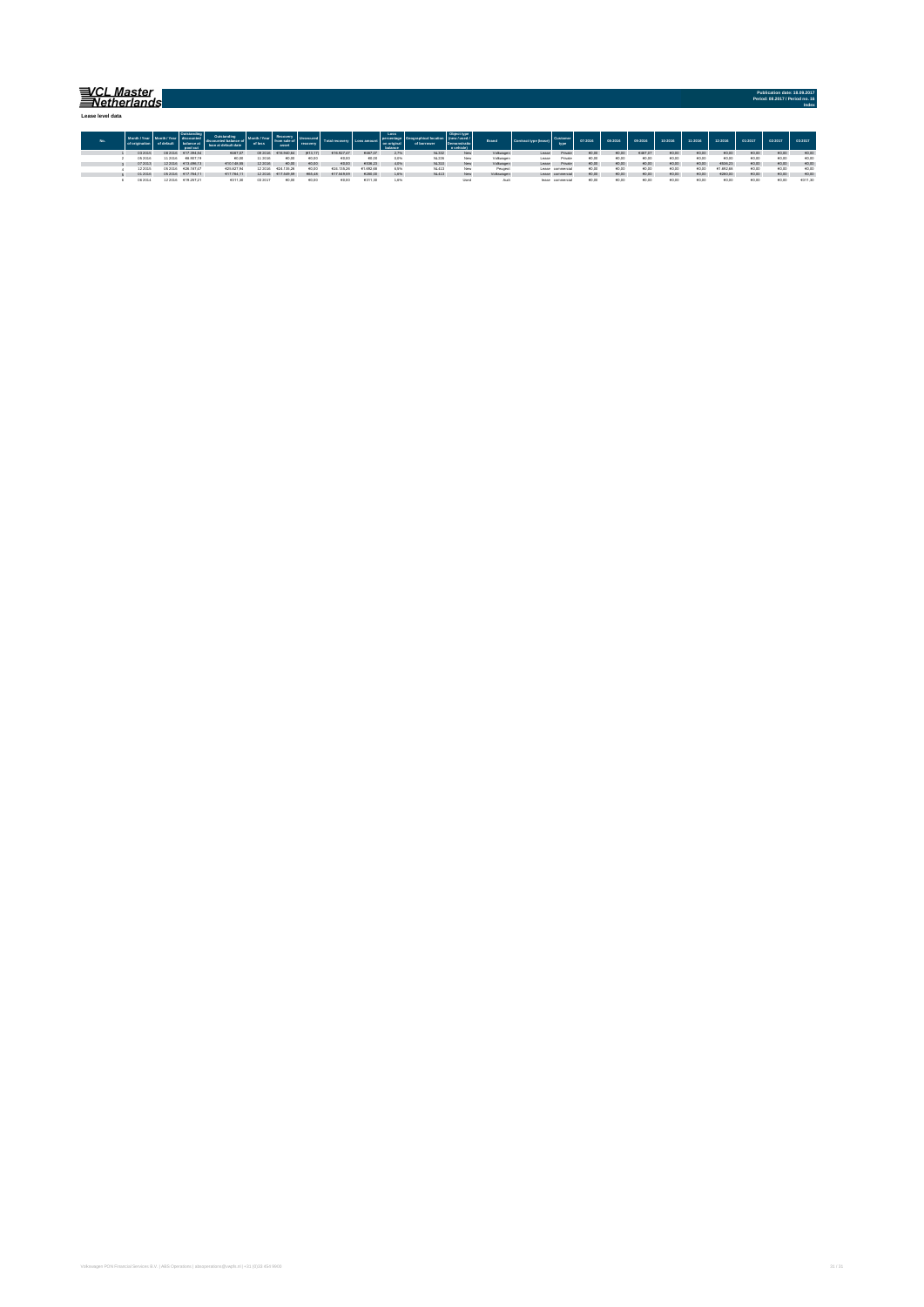# VCL Master Netherlands

Publication date: 18.09.2017
Period: 08.2017 / Period no. 16
Index

**Lease level data**

| No. | Month / Year of origination | Month / Year of default | Outstanding discounted balance at pool cut | Outstanding discounted balance of loan at default date | Month / Year of loss | Recovery from sale of asset | Unsecured recovery | Total recovery | Loss amount | Loss percentage on original balance | Geographical location of borrower | Object type (new / used / Demonstrable vehicle) | Brand | Contract type (lease) | Customer type | 07-2016 | 08-2016 | 09-2016 | 10-2016 | 11-2016 | 12-2016 | 01-2017 | 02-2017 | 03-2017 |
|---|---|---|---|---|---|---|---|---|---|---|---|---|---|---|---|---|---|---|---|---|---|---|---|---|
| 1 | 10-2015 | 08-2016 | €17.394,94 | €387,27 | 08-2016 | €16.940,84 | (€13,77) | €16.927,07 | €387,27 | 2,2% | NL332 | New | Volkswagen | Lease | Private | €0,00 | €0,00 | €387,27 | €0,00 | €0,00 | €0,00 | €0,00 | €0,00 | €0,00 |
| 2 | 09-2016 | 11-2016 | €6.907,78 | €0,00 | 11-2016 | €0,00 | €0,00 | €0,00 | €0,00 | 0,0% | NL326 | New | Volkswagen | Lease | Private | €0,00 | €0,00 | €0,00 | €0,00 | €0,00 | €0,00 | €0,00 | €0,00 | €0,00 |
| 3 | 07-2013 | 12-2016 | €13.880,73 | €10.748,98 | 12-2016 | €0,00 | €0,00 | €0,00 | €536,23 | 4,0% | NL310 | New | Volkswagen | Lease | Private | €0,00 | €0,00 | €0,00 | €0,00 | €0,00 | €536,23 | €0,00 | €0,00 | €0,00 |
| 4 | 12-2015 | 06-2016 | €26.767,67 | €25.627,94 | 12-2016 | €24.715,28 | €0,00 | €24.715,28 | €1.482,68 | 5,5% | NL413 | New | Peugeot | Lease | commercial | €0,00 | €0,00 | €0,00 | €0,00 | €0,00 | €1.482,68 | €0,00 | €0,00 | €0,00 |
| 5 | 01-2016 | 06-2016 | €17.794,71 | €17.794,71 | 12-2016 | €17.549,99 | €65,43 | €17.615,93 | €280,00 | 1,6% | NL413 | New | Volkswagen | Lease | commercial | €0,00 | €0,00 | €0,00 | €0,00 | €0,00 | €280,00 | €0,00 | €0,00 | €0,00 |
| 6 | 06-2014 | 12-2016 | €78.297,21 | €371,30 | 03-2017 | €0,00 | €0,00 | €0,00 | €371,30 | 1,6% | | Used | Audi | lease | commercial | €0,00 | €0,00 | €0,00 | €0,00 | €0,00 | €0,00 | €0,00 | €0,00 | €371,30 |

Volkswagen PON Financial Services B.V. | ABS Operations | absoperations@vwpfs.nl | +31 (0)33 454 9999